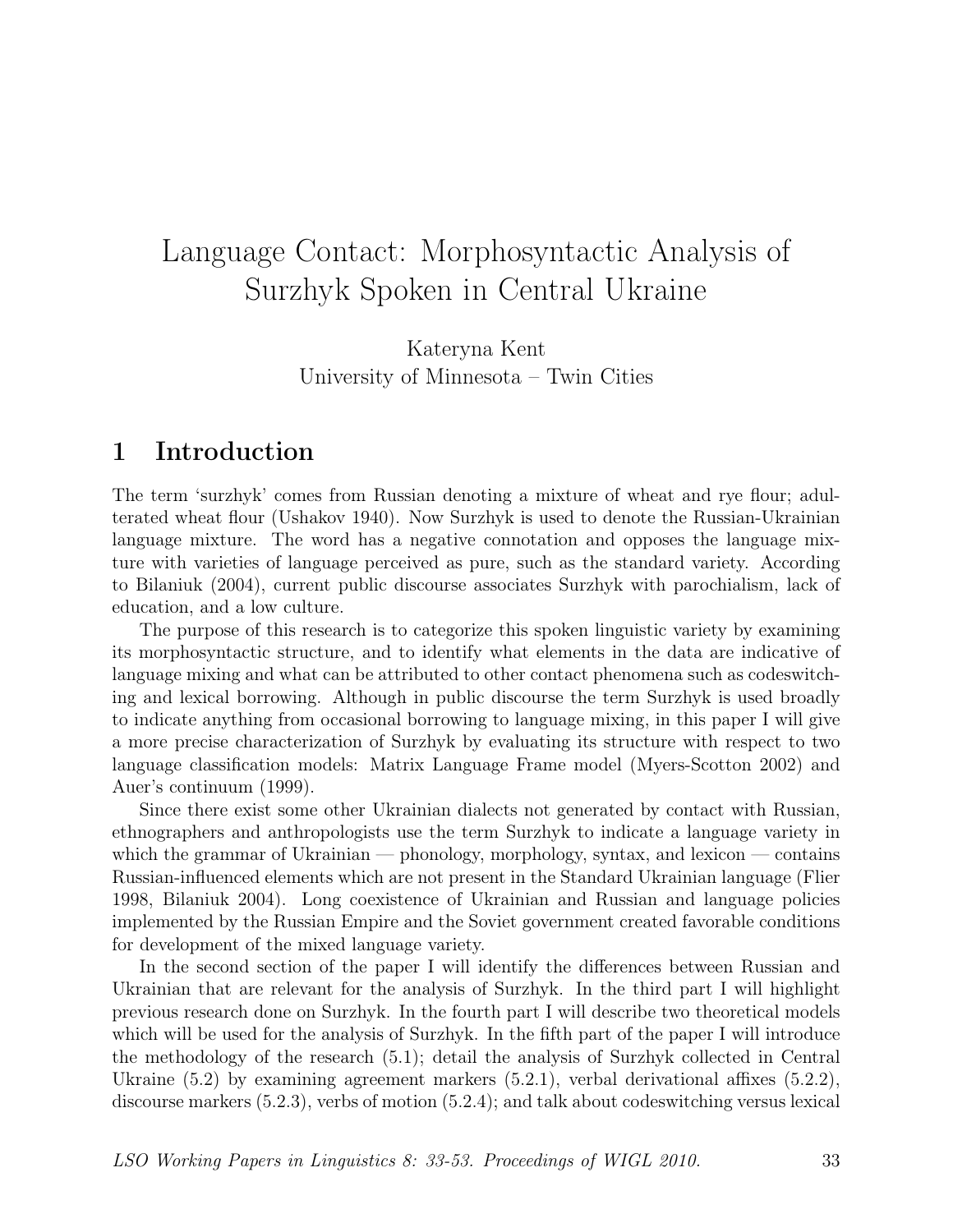# Language Contact: Morphosyntactic Analysis of Surzhyk Spoken in Central Ukraine

Kateryna Kent
University of Minnesota – Twin Cities

## 1 Introduction

The term 'surzhyk' comes from Russian denoting a mixture of wheat and rye flour; adulterated wheat flour (Ushakov 1940). Now Surzhyk is used to denote the Russian-Ukrainian language mixture. The word has a negative connotation and opposes the language mixture with varieties of language perceived as pure, such as the standard variety. According to Bilaniuk (2004), current public discourse associates Surzhyk with parochialism, lack of education, and a low culture.

The purpose of this research is to categorize this spoken linguistic variety by examining its morphosyntactic structure, and to identify what elements in the data are indicative of language mixing and what can be attributed to other contact phenomena such as codeswitching and lexical borrowing. Although in public discourse the term Surzhyk is used broadly to indicate anything from occasional borrowing to language mixing, in this paper I will give a more precise characterization of Surzhyk by evaluating its structure with respect to two language classification models: Matrix Language Frame model (Myers-Scotton 2002) and Auer's continuum (1999).

Since there exist some other Ukrainian dialects not generated by contact with Russian, ethnographers and anthropologists use the term Surzhyk to indicate a language variety in which the grammar of Ukrainian — phonology, morphology, syntax, and lexicon — contains Russian-influenced elements which are not present in the Standard Ukrainian language (Flier 1998, Bilaniuk 2004). Long coexistence of Ukrainian and Russian and language policies implemented by the Russian Empire and the Soviet government created favorable conditions for development of the mixed language variety.

In the second section of the paper I will identify the differences between Russian and Ukrainian that are relevant for the analysis of Surzhyk. In the third part I will highlight previous research done on Surzhyk. In the fourth part I will describe two theoretical models which will be used for the analysis of Surzhyk. In the fifth part of the paper I will introduce the methodology of the research (5.1); detail the analysis of Surzhyk collected in Central Ukraine (5.2) by examining agreement markers (5.2.1), verbal derivational affixes (5.2.2), discourse markers (5.2.3), verbs of motion (5.2.4); and talk about codeswitching versus lexical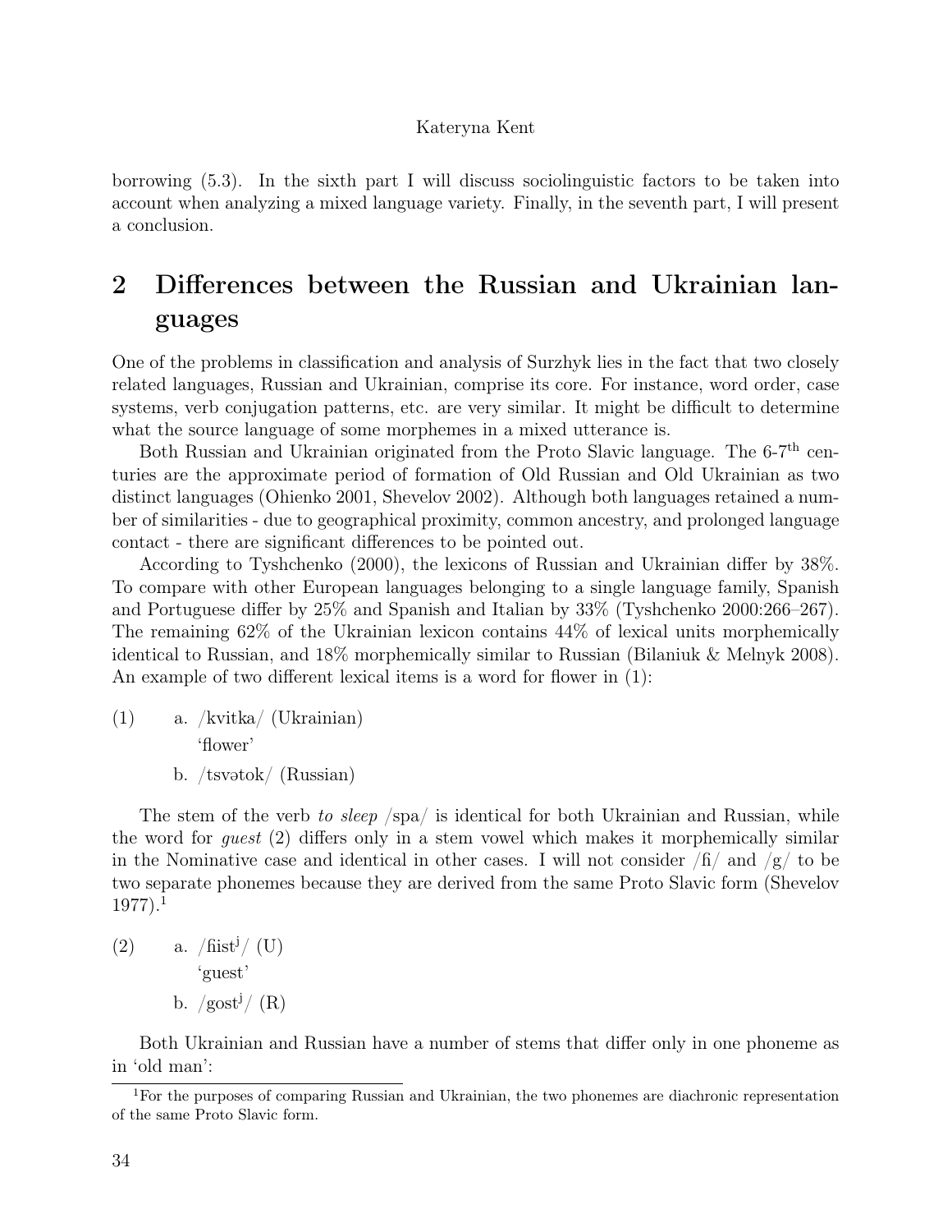borrowing (5.3). In the sixth part I will discuss sociolinguistic factors to be taken into account when analyzing a mixed language variety. Finally, in the seventh part, I will present a conclusion.

## 2 Differences between the Russian and Ukrainian languages

One of the problems in classification and analysis of Surzhyk lies in the fact that two closely related languages, Russian and Ukrainian, comprise its core. For instance, word order, case systems, verb conjugation patterns, etc. are very similar. It might be difficult to determine what the source language of some morphemes in a mixed utterance is.

Both Russian and Ukrainian originated from the Proto Slavic language. The 6-7th centuries are the approximate period of formation of Old Russian and Old Ukrainian as two distinct languages (Ohienko 2001, Shevelov 2002). Although both languages retained a number of similarities - due to geographical proximity, common ancestry, and prolonged language contact - there are significant differences to be pointed out.

According to Tyshchenko (2000), the lexicons of Russian and Ukrainian differ by 38%. To compare with other European languages belonging to a single language family, Spanish and Portuguese differ by 25% and Spanish and Italian by 33% (Tyshchenko 2000:266–267). The remaining 62% of the Ukrainian lexicon contains 44% of lexical units morphemically identical to Russian, and 18% morphemically similar to Russian (Bilaniuk & Melnyk 2008). An example of two different lexical items is a word for flower in (1):

(1) a. /kvitka/ (Ukrainian)
 'flower'
 b. /tsvətok/ (Russian)

The stem of the verb *to sleep* /spa/ is identical for both Ukrainian and Russian, while the word for *guest* (2) differs only in a stem vowel which makes it morphemically similar in the Nominative case and identical in other cases. I will not consider /ɦ/ and /g/ to be two separate phonemes because they are derived from the same Proto Slavic form (Shevelov 1977).[1]

(2) a. /ɦistʲ/ (U)
 'guest'
 b. /gostʲ/ (R)

Both Ukrainian and Russian have a number of stems that differ only in one phoneme as in 'old man':

[1] For the purposes of comparing Russian and Ukrainian, the two phonemes are diachronic representation of the same Proto Slavic form.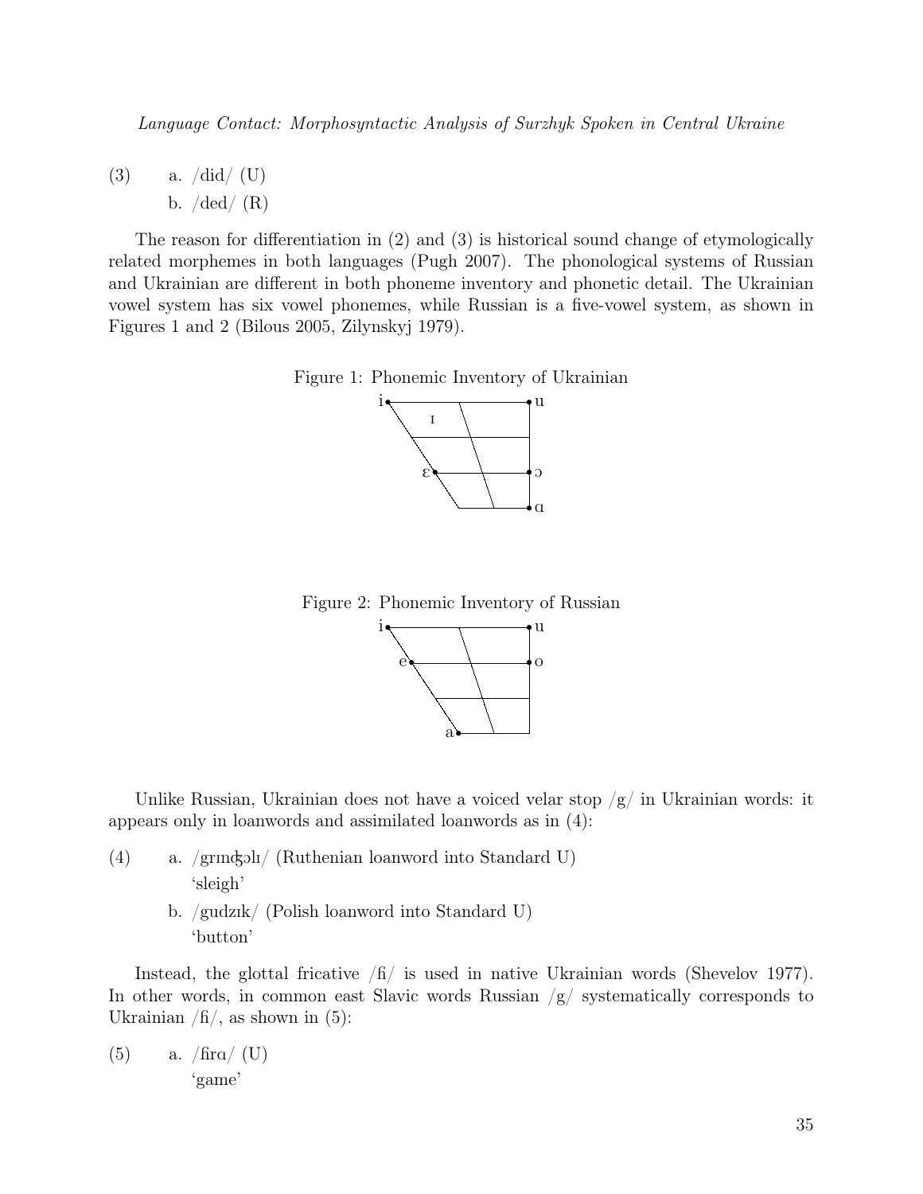(3) a. /did/ (U)

b. /ded/ (R)

The reason for differentiation in (2) and (3) is historical sound change of etymologically related morphemes in both languages (Pugh 2007). The phonological systems of Russian and Ukrainian are different in both phoneme inventory and phonetic detail. The Ukrainian vowel system has six vowel phonemes, while Russian is a five-vowel system, as shown in Figures 1 and 2 (Bilous 2005, Zilynskyj 1979).

Figure 1: Phonemic Inventory of Ukrainian

i u ɪ ɛ ɔ ɑ

Figure 2: Phonemic Inventory of Russian

i u e o a

Unlike Russian, Ukrainian does not have a voiced velar stop /g/ in Ukrainian words: it appears only in loanwords and assimilated loanwords as in (4):

(4) a. /grɪnʤɔlɪ/ (Ruthenian loanword into Standard U)
'sleigh'

b. /gudzɪk/ (Polish loanword into Standard U)
'button'

Instead, the glottal fricative /ɦ/ is used in native Ukrainian words (Shevelov 1977). In other words, in common east Slavic words Russian /g/ systematically corresponds to Ukrainian /ɦ/, as shown in (5):

(5) a. /ɦrɑ/ (U)
'game'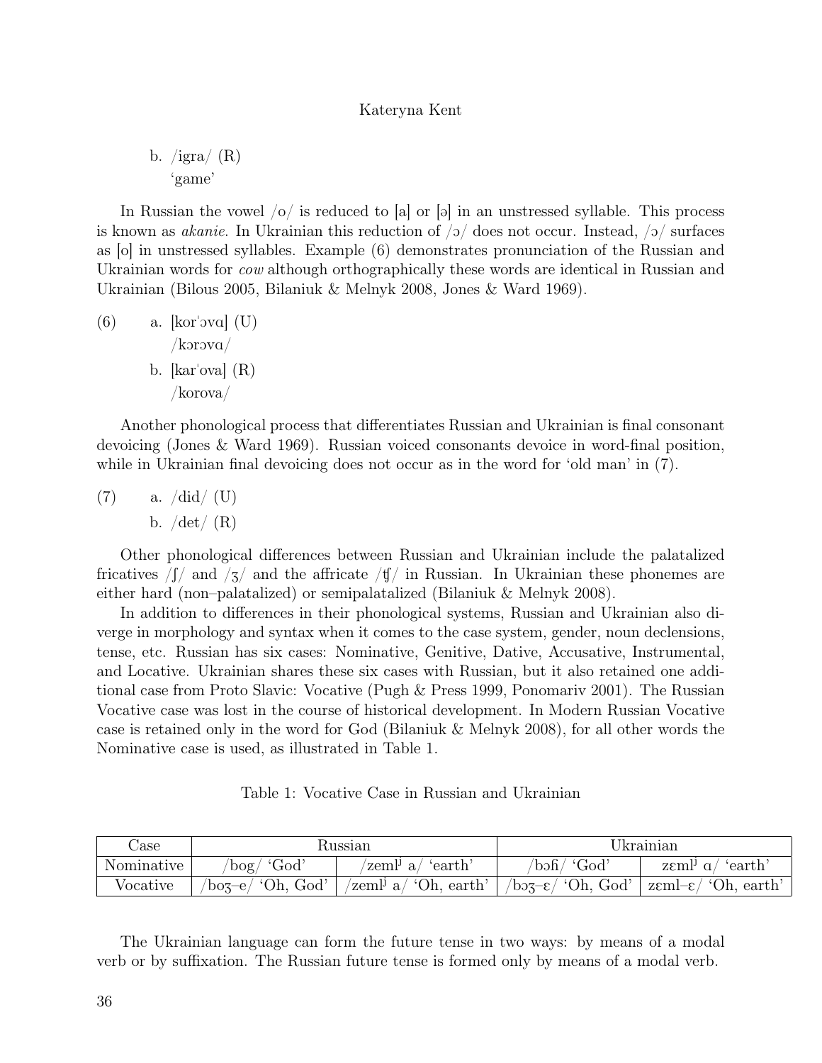b. /igra/ (R)
   'game'

In Russian the vowel /o/ is reduced to [a] or [ə] in an unstressed syllable. This process is known as *akanie*. In Ukrainian this reduction of /ɔ/ does not occur. Instead, /ɔ/ surfaces as [o] in unstressed syllables. Example (6) demonstrates pronunciation of the Russian and Ukrainian words for *cow* although orthographically these words are identical in Russian and Ukrainian (Bilous 2005, Bilaniuk & Melnyk 2008, Jones & Ward 1969).

(6) a. [korˈɔvɑ] (U)
   /kɔrɔvɑ/
 b. [karˈova] (R)
   /korova/

Another phonological process that differentiates Russian and Ukrainian is final consonant devoicing (Jones & Ward 1969). Russian voiced consonants devoice in word-final position, while in Ukrainian final devoicing does not occur as in the word for 'old man' in (7).

(7) a. /did/ (U)
 b. /det/ (R)

Other phonological differences between Russian and Ukrainian include the palatalized fricatives /ʃ/ and /ʒ/ and the affricate /ʧ/ in Russian. In Ukrainian these phonemes are either hard (non–palatalized) or semipalatalized (Bilaniuk & Melnyk 2008).

In addition to differences in their phonological systems, Russian and Ukrainian also diverge in morphology and syntax when it comes to the case system, gender, noun declensions, tense, etc. Russian has six cases: Nominative, Genitive, Dative, Accusative, Instrumental, and Locative. Ukrainian shares these six cases with Russian, but it also retained one additional case from Proto Slavic: Vocative (Pugh & Press 1999, Ponomariv 2001). The Russian Vocative case was lost in the course of historical development. In Modern Russian Vocative case is retained only in the word for God (Bilaniuk & Melnyk 2008), for all other words the Nominative case is used, as illustrated in Table 1.

Table 1: Vocative Case in Russian and Ukrainian

| Case | Russian | | Ukrainian | |
|---|---|---|---|---|
| Nominative | /bog/ 'God' | /zemlʲ a/ 'earth' | /bɔɦ/ 'God' | zɛmlʲ ɑ/ 'earth' |
| Vocative | /boʒ–e/ 'Oh, God' | /zemlʲ a/ 'Oh, earth' | /bɔʒ–ɛ/ 'Oh, God' | zɛml–ɛ/ 'Oh, earth' |

The Ukrainian language can form the future tense in two ways: by means of a modal verb or by suffixation. The Russian future tense is formed only by means of a modal verb.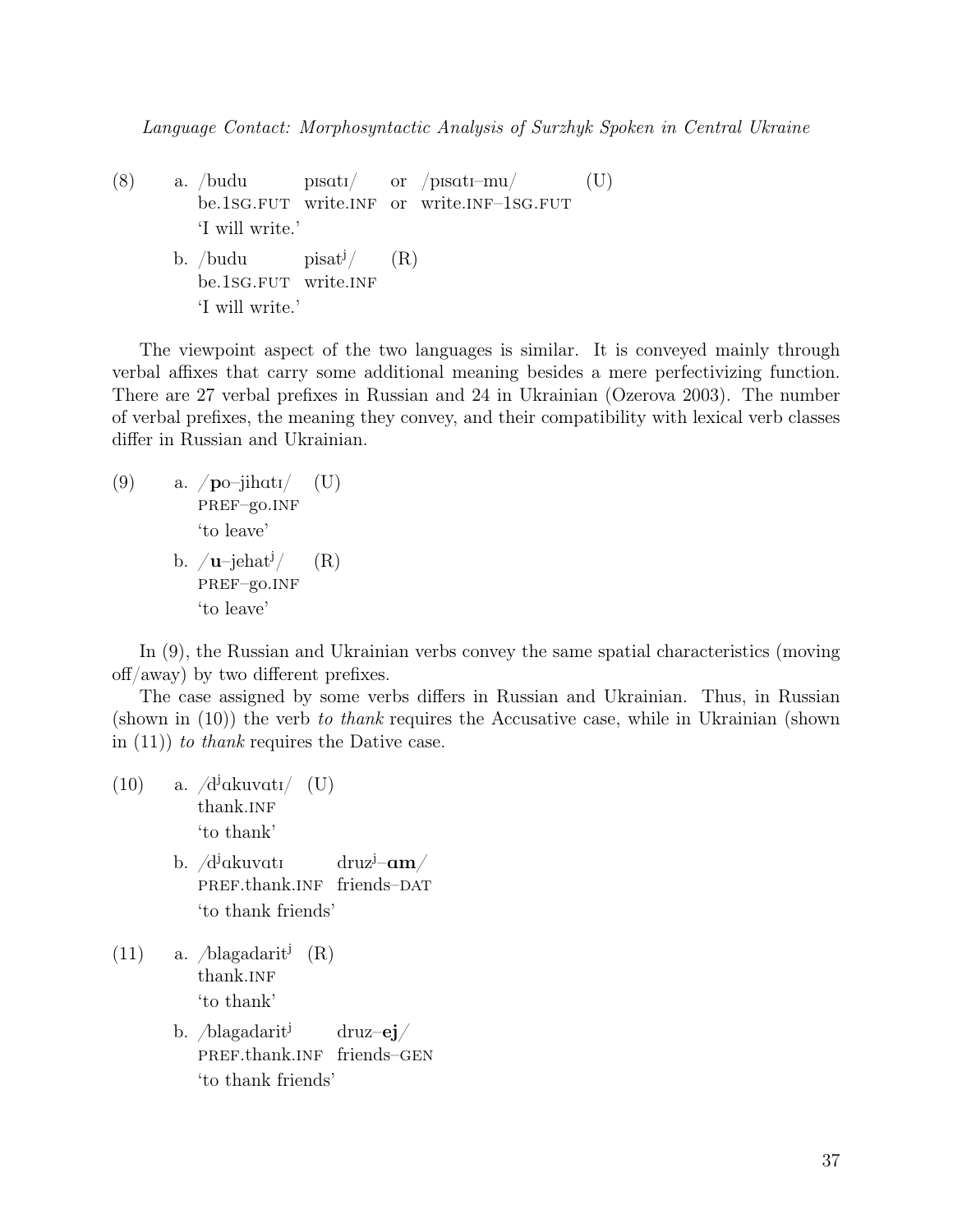(8) a. /budu pɪsɑtɪ/ or /pɪsɑtɪ–mu/ (U)
be.1SG.FUT write.INF or write.INF–1SG.FUT
'I will write.'

b. /budu pisat<sup>j</sup>/ (R)
be.1SG.FUT write.INF
'I will write.'

The viewpoint aspect of the two languages is similar. It is conveyed mainly through verbal affixes that carry some additional meaning besides a mere perfectivizing function. There are 27 verbal prefixes in Russian and 24 in Ukrainian (Ozerova 2003). The number of verbal prefixes, the meaning they convey, and their compatibility with lexical verb classes differ in Russian and Ukrainian.

(9) a. /**p**o–jihɑtɪ/ (U)
PREF–go.INF
'to leave'

b. /**u**–jehat<sup>j</sup>/ (R)
PREF–go.INF
'to leave'

In (9), the Russian and Ukrainian verbs convey the same spatial characteristics (moving off/away) by two different prefixes.

The case assigned by some verbs differs in Russian and Ukrainian. Thus, in Russian (shown in (10)) the verb *to thank* requires the Accusative case, while in Ukrainian (shown in (11)) *to thank* requires the Dative case.

(10) a. /d<sup>j</sup>ɑkuvɑtɪ/ (U)
thank.INF
'to thank'

b. /d<sup>j</sup>ɑkuvɑtɪ druz<sup>j</sup>–**ɑm**/
PREF.thank.INF friends–DAT
'to thank friends'

(11) a. /blagadarit<sup>j</sup> (R)
thank.INF
'to thank'

b. /blagadarit<sup>j</sup> druz–**ej**/
PREF.thank.INF friends–GEN
'to thank friends'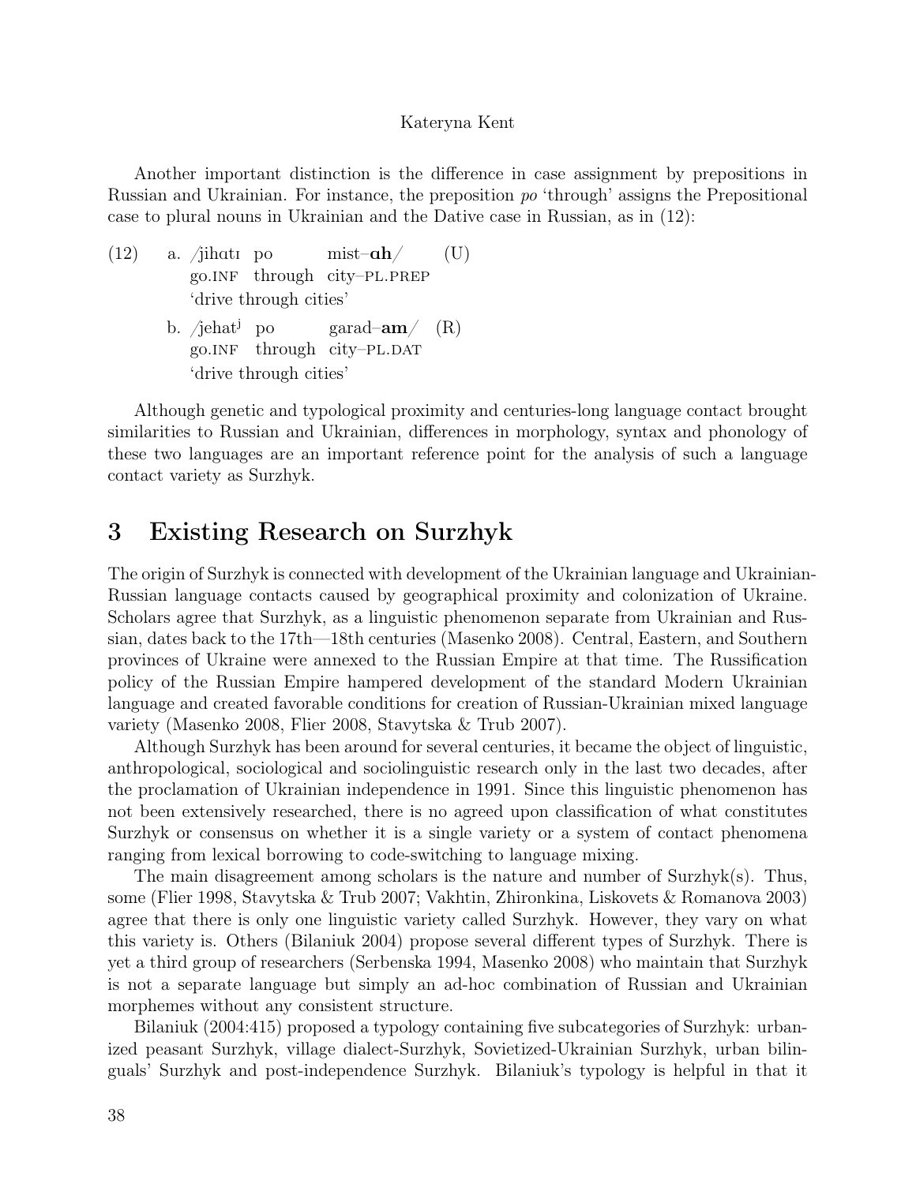Another important distinction is the difference in case assignment by prepositions in Russian and Ukrainian. For instance, the preposition *po* 'through' assigns the Prepositional case to plural nouns in Ukrainian and the Dative case in Russian, as in (12):

(12) a. /jihɑtɪ po mist–**ɑh**/ (U)
go.INF through city–PL.PREP
'drive through cities'

b. /jehat[j] po garad–**am**/ (R)
go.INF through city–PL.DAT
'drive through cities'

Although genetic and typological proximity and centuries-long language contact brought similarities to Russian and Ukrainian, differences in morphology, syntax and phonology of these two languages are an important reference point for the analysis of such a language contact variety as Surzhyk.

## 3 Existing Research on Surzhyk

The origin of Surzhyk is connected with development of the Ukrainian language and Ukrainian-Russian language contacts caused by geographical proximity and colonization of Ukraine. Scholars agree that Surzhyk, as a linguistic phenomenon separate from Ukrainian and Russian, dates back to the 17th—18th centuries (Masenko 2008). Central, Eastern, and Southern provinces of Ukraine were annexed to the Russian Empire at that time. The Russification policy of the Russian Empire hampered development of the standard Modern Ukrainian language and created favorable conditions for creation of Russian-Ukrainian mixed language variety (Masenko 2008, Flier 2008, Stavytska & Trub 2007).

Although Surzhyk has been around for several centuries, it became the object of linguistic, anthropological, sociological and sociolinguistic research only in the last two decades, after the proclamation of Ukrainian independence in 1991. Since this linguistic phenomenon has not been extensively researched, there is no agreed upon classification of what constitutes Surzhyk or consensus on whether it is a single variety or a system of contact phenomena ranging from lexical borrowing to code-switching to language mixing.

The main disagreement among scholars is the nature and number of Surzhyk(s). Thus, some (Flier 1998, Stavytska & Trub 2007; Vakhtin, Zhironkina, Liskovets & Romanova 2003) agree that there is only one linguistic variety called Surzhyk. However, they vary on what this variety is. Others (Bilaniuk 2004) propose several different types of Surzhyk. There is yet a third group of researchers (Serbenska 1994, Masenko 2008) who maintain that Surzhyk is not a separate language but simply an ad-hoc combination of Russian and Ukrainian morphemes without any consistent structure.

Bilaniuk (2004:415) proposed a typology containing five subcategories of Surzhyk: urbanized peasant Surzhyk, village dialect-Surzhyk, Sovietized-Ukrainian Surzhyk, urban bilinguals' Surzhyk and post-independence Surzhyk. Bilaniuk's typology is helpful in that it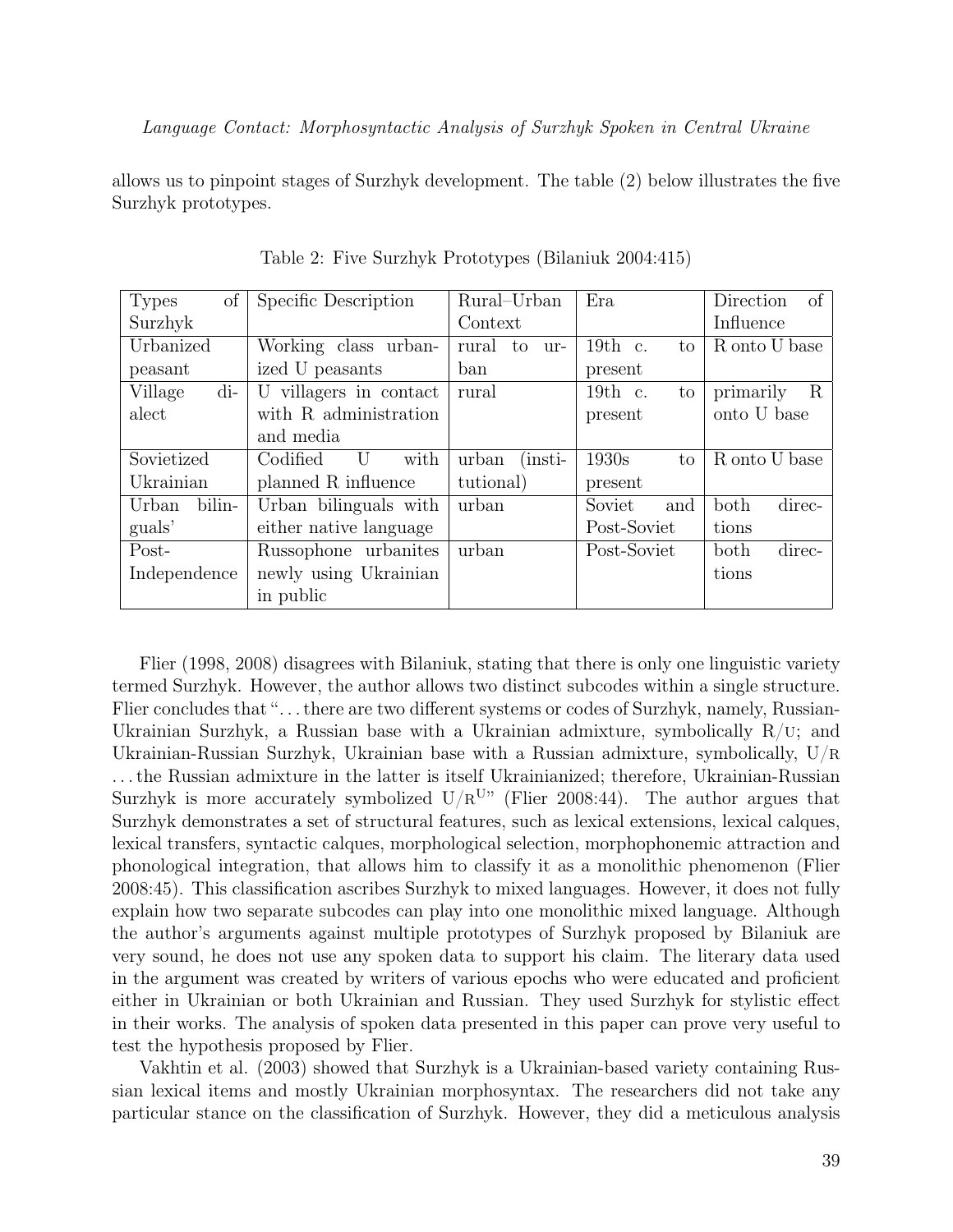allows us to pinpoint stages of Surzhyk development. The table (2) below illustrates the five Surzhyk prototypes.

Table 2: Five Surzhyk Prototypes (Bilaniuk 2004:415)

| Types of Surzhyk | Specific Description | Rural–Urban Context | Era | Direction of Influence |
|---|---|---|---|---|
| Urbanized peasant | Working class urbanized U peasants | rural to urban | 19th c. to present | R onto U base |
| Village dialect | U villagers in contact with R administration and media | rural | 19th c. to present | primarily R onto U base |
| Sovietized Ukrainian | Codified U with planned R influence | urban (institutional) | 1930s to present | R onto U base |
| Urban bilinguals' | Urban bilinguals with either native language | urban | Soviet and Post-Soviet | both directions |
| Post-Independence | Russophone urbanites newly using Ukrainian in public | urban | Post-Soviet | both directions |

Flier (1998, 2008) disagrees with Bilaniuk, stating that there is only one linguistic variety termed Surzhyk. However, the author allows two distinct subcodes within a single structure. Flier concludes that "...there are two different systems or codes of Surzhyk, namely, Russian-Ukrainian Surzhyk, a Russian base with a Ukrainian admixture, symbolically R/U; and Ukrainian-Russian Surzhyk, Ukrainian base with a Russian admixture, symbolically, U/R ...the Russian admixture in the latter is itself Ukrainianized; therefore, Ukrainian-Russian Surzhyk is more accurately symbolized $U/R^{U}$" (Flier 2008:44). The author argues that Surzhyk demonstrates a set of structural features, such as lexical extensions, lexical calques, lexical transfers, syntactic calques, morphological selection, morphophonemic attraction and phonological integration, that allows him to classify it as a monolithic phenomenon (Flier 2008:45). This classification ascribes Surzhyk to mixed languages. However, it does not fully explain how two separate subcodes can play into one monolithic mixed language. Although the author's arguments against multiple prototypes of Surzhyk proposed by Bilaniuk are very sound, he does not use any spoken data to support his claim. The literary data used in the argument was created by writers of various epochs who were educated and proficient either in Ukrainian or both Ukrainian and Russian. They used Surzhyk for stylistic effect in their works. The analysis of spoken data presented in this paper can prove very useful to test the hypothesis proposed by Flier.

Vakhtin et al. (2003) showed that Surzhyk is a Ukrainian-based variety containing Russian lexical items and mostly Ukrainian morphosyntax. The researchers did not take any particular stance on the classification of Surzhyk. However, they did a meticulous analysis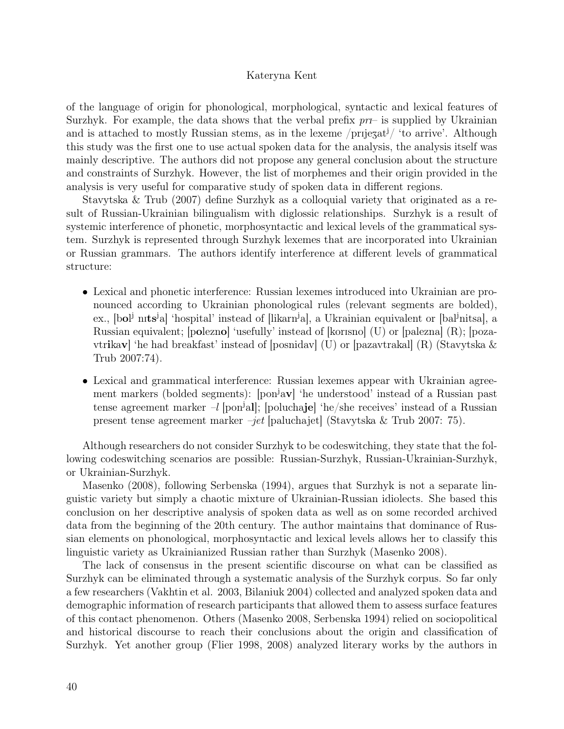of the language of origin for phonological, morphological, syntactic and lexical features of Surzhyk. For example, the data shows that the verbal prefix *prɪ–* is supplied by Ukrainian and is attached to mostly Russian stems, as in the lexeme /prɪjeʒatʲ/ 'to arrive'. Although this study was the first one to use actual spoken data for the analysis, the analysis itself was mainly descriptive. The authors did not propose any general conclusion about the structure and constraints of Surzhyk. However, the list of morphemes and their origin provided in the analysis is very useful for comparative study of spoken data in different regions.

Stavytska & Trub (2007) define Surzhyk as a colloquial variety that originated as a result of Russian-Ukrainian bilingualism with diglossic relationships. Surzhyk is a result of systemic interference of phonetic, morphosyntactic and lexical levels of the grammatical system. Surzhyk is represented through Surzhyk lexemes that are incorporated into Ukrainian or Russian grammars. The authors identify interference at different levels of grammatical structure:

- Lexical and phonetic interference: Russian lexemes introduced into Ukrainian are pronounced according to Ukrainian phonological rules (relevant segments are bolded), ex., [b**o**l**ʲ** nɪ**ts**ʲa] 'hospital' instead of [likarnʲa], a Ukrainian equivalent or [balʲnitsa], a Russian equivalent; [p**o**lezn**o**] 'usefully' instead of [korɪsno] (U) or [palezna] (R); [pozavtr**i**ka**v**] 'he had breakfast' instead of [posnidav] (U) or [pazavtrakal] (R) (Stavytska & Trub 2007:74).
- Lexical and grammatical interference: Russian lexemes appear with Ukrainian agreement markers (bolded segments): [ponʲa**v**] 'he understood' instead of a Russian past tense agreement marker *–l* [ponʲa**l**]; [polucha**je**] 'he/she receives' instead of a Russian present tense agreement marker *–jet* [paluchajet] (Stavytska & Trub 2007: 75).

Although researchers do not consider Surzhyk to be codeswitching, they state that the following codeswitching scenarios are possible: Russian-Surzhyk, Russian-Ukrainian-Surzhyk, or Ukrainian-Surzhyk.

Masenko (2008), following Serbenska (1994), argues that Surzhyk is not a separate linguistic variety but simply a chaotic mixture of Ukrainian-Russian idiolects. She based this conclusion on her descriptive analysis of spoken data as well as on some recorded archived data from the beginning of the 20th century. The author maintains that dominance of Russian elements on phonological, morphosyntactic and lexical levels allows her to classify this linguistic variety as Ukrainianized Russian rather than Surzhyk (Masenko 2008).

The lack of consensus in the present scientific discourse on what can be classified as Surzhyk can be eliminated through a systematic analysis of the Surzhyk corpus. So far only a few researchers (Vakhtin et al. 2003, Bilaniuk 2004) collected and analyzed spoken data and demographic information of research participants that allowed them to assess surface features of this contact phenomenon. Others (Masenko 2008, Serbenska 1994) relied on sociopolitical and historical discourse to reach their conclusions about the origin and classification of Surzhyk. Yet another group (Flier 1998, 2008) analyzed literary works by the authors in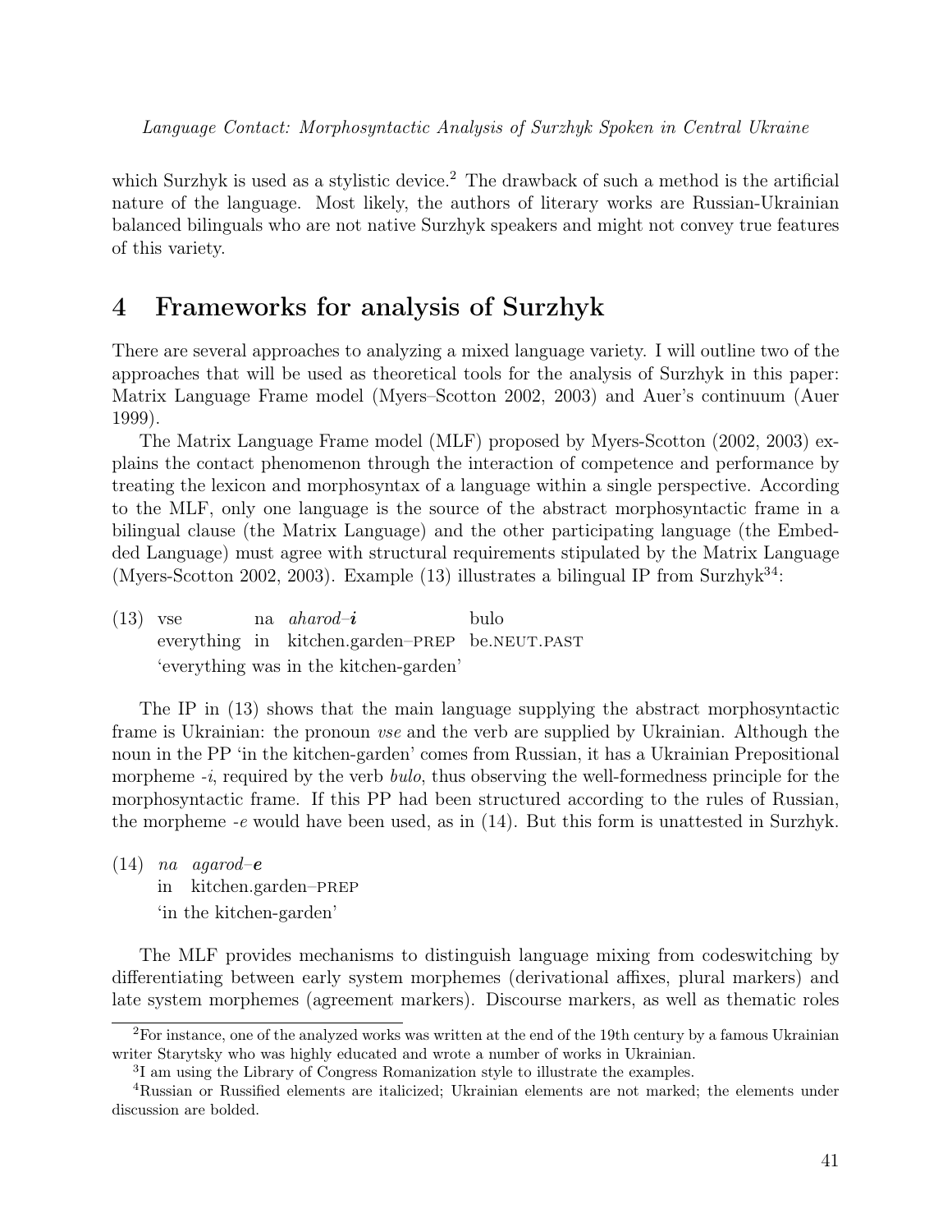which Surzhyk is used as a stylistic device.[2] The drawback of such a method is the artificial nature of the language. Most likely, the authors of literary works are Russian-Ukrainian balanced bilinguals who are not native Surzhyk speakers and might not convey true features of this variety.

# 4 Frameworks for analysis of Surzhyk

There are several approaches to analyzing a mixed language variety. I will outline two of the approaches that will be used as theoretical tools for the analysis of Surzhyk in this paper: Matrix Language Frame model (Myers–Scotton 2002, 2003) and Auer's continuum (Auer 1999).

The Matrix Language Frame model (MLF) proposed by Myers-Scotton (2002, 2003) explains the contact phenomenon through the interaction of competence and performance by treating the lexicon and morphosyntax of a language within a single perspective. According to the MLF, only one language is the source of the abstract morphosyntactic frame in a bilingual clause (the Matrix Language) and the other participating language (the Embedded Language) must agree with structural requirements stipulated by the Matrix Language (Myers-Scotton 2002, 2003). Example (13) illustrates a bilingual IP from Surzhyk[3][4]:

(13) vse na *aharod*–***i*** bulo
everything in kitchen.garden–PREP be.NEUT.PAST
'everything was in the kitchen-garden'

The IP in (13) shows that the main language supplying the abstract morphosyntactic frame is Ukrainian: the pronoun *vse* and the verb are supplied by Ukrainian. Although the noun in the PP 'in the kitchen-garden' comes from Russian, it has a Ukrainian Prepositional morpheme *-i*, required by the verb *bulo*, thus observing the well-formedness principle for the morphosyntactic frame. If this PP had been structured according to the rules of Russian, the morpheme *-e* would have been used, as in (14). But this form is unattested in Surzhyk.

(14) *na agarod*–***e***
in kitchen.garden–PREP
'in the kitchen-garden'

The MLF provides mechanisms to distinguish language mixing from codeswitching by differentiating between early system morphemes (derivational affixes, plural markers) and late system morphemes (agreement markers). Discourse markers, as well as thematic roles

---

[2] For instance, one of the analyzed works was written at the end of the 19th century by a famous Ukrainian writer Starytsky who was highly educated and wrote a number of works in Ukrainian.

[3] I am using the Library of Congress Romanization style to illustrate the examples.

[4] Russian or Russified elements are italicized; Ukrainian elements are not marked; the elements under discussion are bolded.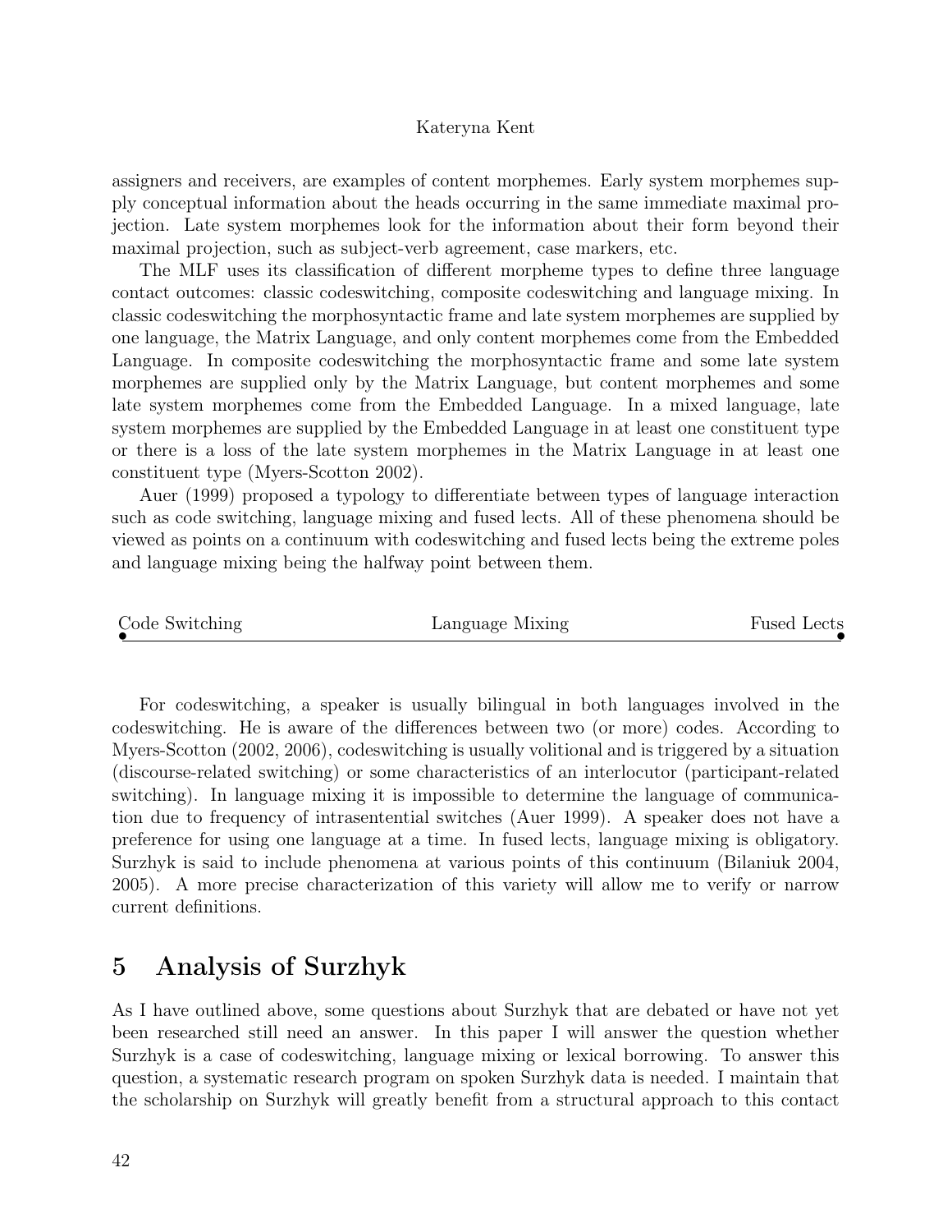assigners and receivers, are examples of content morphemes. Early system morphemes supply conceptual information about the heads occurring in the same immediate maximal projection. Late system morphemes look for the information about their form beyond their maximal projection, such as subject-verb agreement, case markers, etc.

The MLF uses its classification of different morpheme types to define three language contact outcomes: classic codeswitching, composite codeswitching and language mixing. In classic codeswitching the morphosyntactic frame and late system morphemes are supplied by one language, the Matrix Language, and only content morphemes come from the Embedded Language. In composite codeswitching the morphosyntactic frame and some late system morphemes are supplied only by the Matrix Language, but content morphemes and some late system morphemes come from the Embedded Language. In a mixed language, late system morphemes are supplied by the Embedded Language in at least one constituent type or there is a loss of the late system morphemes in the Matrix Language in at least one constituent type (Myers-Scotton 2002).

Auer (1999) proposed a typology to differentiate between types of language interaction such as code switching, language mixing and fused lects. All of these phenomena should be viewed as points on a continuum with codeswitching and fused lects being the extreme poles and language mixing being the halfway point between them.

Code Switching ——————— Language Mixing ——————— Fused Lects

For codeswitching, a speaker is usually bilingual in both languages involved in the codeswitching. He is aware of the differences between two (or more) codes. According to Myers-Scotton (2002, 2006), codeswitching is usually volitional and is triggered by a situation (discourse-related switching) or some characteristics of an interlocutor (participant-related switching). In language mixing it is impossible to determine the language of communication due to frequency of intrasentential switches (Auer 1999). A speaker does not have a preference for using one language at a time. In fused lects, language mixing is obligatory. Surzhyk is said to include phenomena at various points of this continuum (Bilaniuk 2004, 2005). A more precise characterization of this variety will allow me to verify or narrow current definitions.

## 5 Analysis of Surzhyk

As I have outlined above, some questions about Surzhyk that are debated or have not yet been researched still need an answer. In this paper I will answer the question whether Surzhyk is a case of codeswitching, language mixing or lexical borrowing. To answer this question, a systematic research program on spoken Surzhyk data is needed. I maintain that the scholarship on Surzhyk will greatly benefit from a structural approach to this contact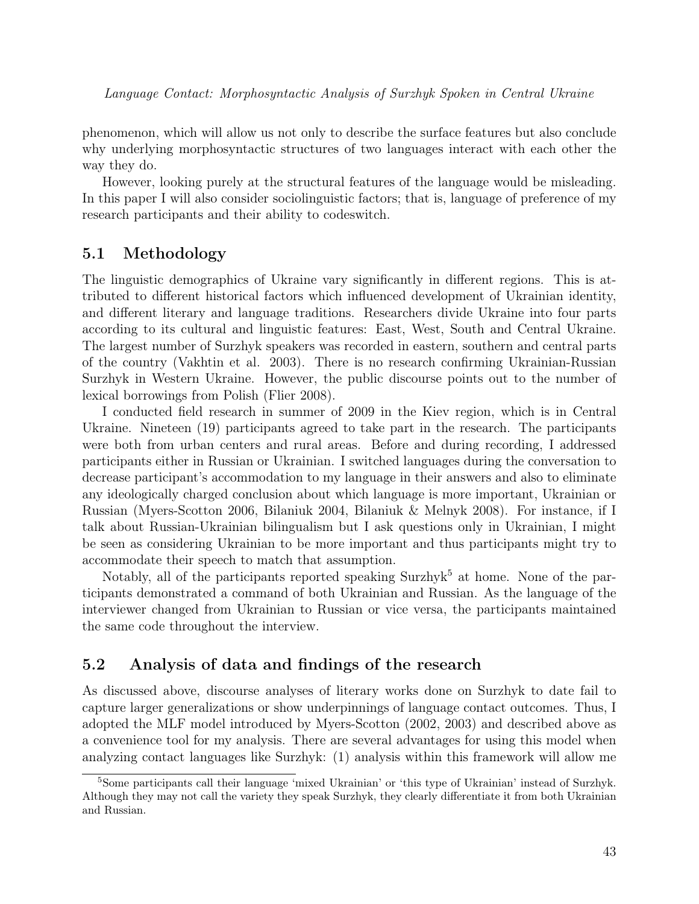phenomenon, which will allow us not only to describe the surface features but also conclude why underlying morphosyntactic structures of two languages interact with each other the way they do.

However, looking purely at the structural features of the language would be misleading. In this paper I will also consider sociolinguistic factors; that is, language of preference of my research participants and their ability to codeswitch.

## 5.1 Methodology

The linguistic demographics of Ukraine vary significantly in different regions. This is attributed to different historical factors which influenced development of Ukrainian identity, and different literary and language traditions. Researchers divide Ukraine into four parts according to its cultural and linguistic features: East, West, South and Central Ukraine. The largest number of Surzhyk speakers was recorded in eastern, southern and central parts of the country (Vakhtin et al. 2003). There is no research confirming Ukrainian-Russian Surzhyk in Western Ukraine. However, the public discourse points out to the number of lexical borrowings from Polish (Flier 2008).

I conducted field research in summer of 2009 in the Kiev region, which is in Central Ukraine. Nineteen (19) participants agreed to take part in the research. The participants were both from urban centers and rural areas. Before and during recording, I addressed participants either in Russian or Ukrainian. I switched languages during the conversation to decrease participant's accommodation to my language in their answers and also to eliminate any ideologically charged conclusion about which language is more important, Ukrainian or Russian (Myers-Scotton 2006, Bilaniuk 2004, Bilaniuk & Melnyk 2008). For instance, if I talk about Russian-Ukrainian bilingualism but I ask questions only in Ukrainian, I might be seen as considering Ukrainian to be more important and thus participants might try to accommodate their speech to match that assumption.

Notably, all of the participants reported speaking Surzhyk[5] at home. None of the participants demonstrated a command of both Ukrainian and Russian. As the language of the interviewer changed from Ukrainian to Russian or vice versa, the participants maintained the same code throughout the interview.

## 5.2 Analysis of data and findings of the research

As discussed above, discourse analyses of literary works done on Surzhyk to date fail to capture larger generalizations or show underpinnings of language contact outcomes. Thus, I adopted the MLF model introduced by Myers-Scotton (2002, 2003) and described above as a convenience tool for my analysis. There are several advantages for using this model when analyzing contact languages like Surzhyk: (1) analysis within this framework will allow me

[5] Some participants call their language 'mixed Ukrainian' or 'this type of Ukrainian' instead of Surzhyk. Although they may not call the variety they speak Surzhyk, they clearly differentiate it from both Ukrainian and Russian.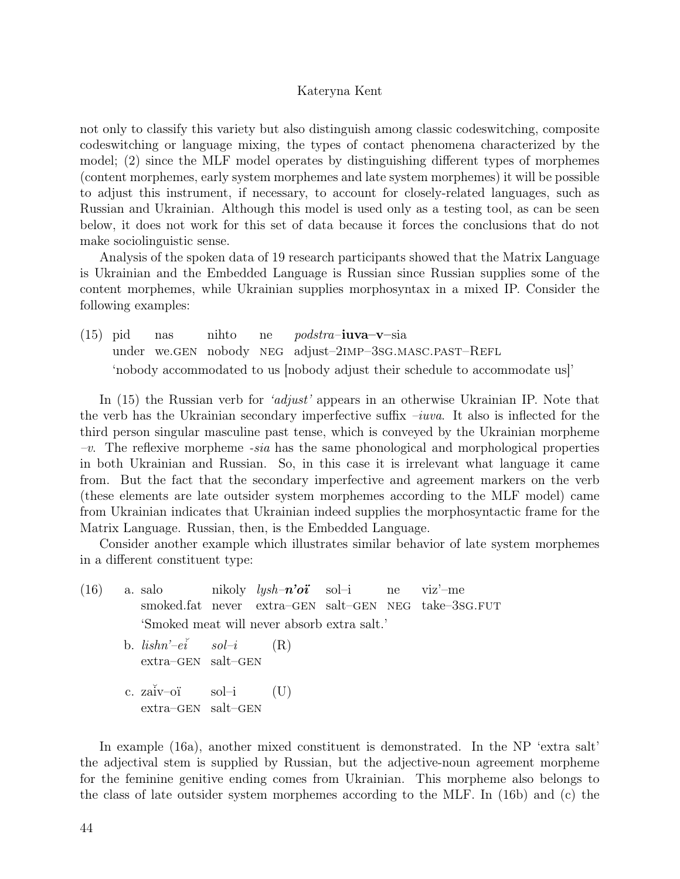not only to classify this variety but also distinguish among classic codeswitching, composite codeswitching or language mixing, the types of contact phenomena characterized by the model; (2) since the MLF model operates by distinguishing different types of morphemes (content morphemes, early system morphemes and late system morphemes) it will be possible to adjust this instrument, if necessary, to account for closely-related languages, such as Russian and Ukrainian. Although this model is used only as a testing tool, as can be seen below, it does not work for this set of data because it forces the conclusions that do not make sociolinguistic sense.

Analysis of the spoken data of 19 research participants showed that the Matrix Language is Ukrainian and the Embedded Language is Russian since Russian supplies some of the content morphemes, while Ukrainian supplies morphosyntax in a mixed IP. Consider the following examples:

(15) pid nas nihto ne *podstra*–**iuva**–**v**–sia
under we.GEN nobody NEG adjust–2IMP–3SG.MASC.PAST–REFL
'nobody accommodated to us [nobody adjust their schedule to accommodate us]'

In (15) the Russian verb for *'adjust'* appears in an otherwise Ukrainian IP. Note that the verb has the Ukrainian secondary imperfective suffix *–iuva*. It also is inflected for the third person singular masculine past tense, which is conveyed by the Ukrainian morpheme *–v*. The reflexive morpheme *-sia* has the same phonological and morphological properties in both Ukrainian and Russian. So, in this case it is irrelevant what language it came from. But the fact that the secondary imperfective and agreement markers on the verb (these elements are late outsider system morphemes according to the MLF model) came from Ukrainian indicates that Ukrainian indeed supplies the morphosyntactic frame for the Matrix Language. Russian, then, is the Embedded Language.

Consider another example which illustrates similar behavior of late system morphemes in a different constituent type:

(16) a. salo nikoly *lysh*–***n'oï*** sol–i ne viz'–me
smoked.fat never extra–GEN salt–GEN NEG take–3SG.FUT
'Smoked meat will never absorb extra salt.'

b. *lishn'–eĭ* *sol–i* (R)
extra–GEN salt–GEN

c. zaĭv–oï sol–i (U)
extra–GEN salt–GEN

In example (16a), another mixed constituent is demonstrated. In the NP 'extra salt' the adjectival stem is supplied by Russian, but the adjective-noun agreement morpheme for the feminine genitive ending comes from Ukrainian. This morpheme also belongs to the class of late outsider system morphemes according to the MLF. In (16b) and (c) the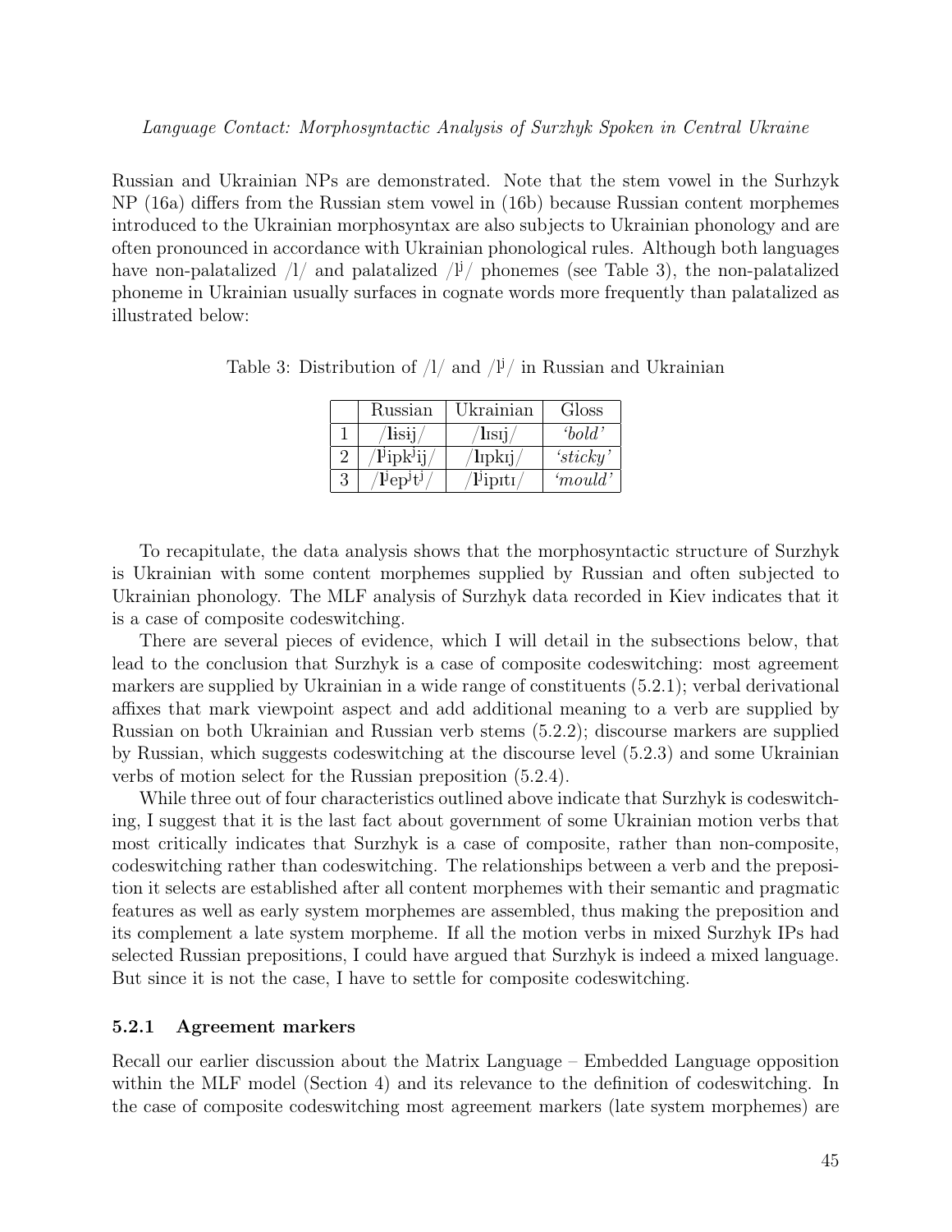Russian and Ukrainian NPs are demonstrated. Note that the stem vowel in the Surhzyk NP (16a) differs from the Russian stem vowel in (16b) because Russian content morphemes introduced to the Ukrainian morphosyntax are also subjects to Ukrainian phonology and are often pronounced in accordance with Ukrainian phonological rules. Although both languages have non-palatalized /l/ and palatalized /lʲ/ phonemes (see Table 3), the non-palatalized phoneme in Ukrainian usually surfaces in cognate words more frequently than palatalized as illustrated below:

Table 3: Distribution of /l/ and /lʲ/ in Russian and Ukrainian

| | Russian | Ukrainian | Gloss |
|---|---|---|---|
| 1 | /**l**ɨsij/ | /**l**ɪsɪj/ | *'bold'* |
| 2 | /**l**ʲipkʲij/ | /**l**ɪpkɪj/ | *'sticky'* |
| 3 | /**l**ʲepʲtʲ/ | /**l**ʲipɪtɪ/ | *'mould'* |

To recapitulate, the data analysis shows that the morphosyntactic structure of Surzhyk is Ukrainian with some content morphemes supplied by Russian and often subjected to Ukrainian phonology. The MLF analysis of Surzhyk data recorded in Kiev indicates that it is a case of composite codeswitching.

There are several pieces of evidence, which I will detail in the subsections below, that lead to the conclusion that Surzhyk is a case of composite codeswitching: most agreement markers are supplied by Ukrainian in a wide range of constituents (5.2.1); verbal derivational affixes that mark viewpoint aspect and add additional meaning to a verb are supplied by Russian on both Ukrainian and Russian verb stems (5.2.2); discourse markers are supplied by Russian, which suggests codeswitching at the discourse level (5.2.3) and some Ukrainian verbs of motion select for the Russian preposition (5.2.4).

While three out of four characteristics outlined above indicate that Surzhyk is codeswitching, I suggest that it is the last fact about government of some Ukrainian motion verbs that most critically indicates that Surzhyk is a case of composite, rather than non-composite, codeswitching rather than codeswitching. The relationships between a verb and the preposition it selects are established after all content morphemes with their semantic and pragmatic features as well as early system morphemes are assembled, thus making the preposition and its complement a late system morpheme. If all the motion verbs in mixed Surzhyk IPs had selected Russian prepositions, I could have argued that Surzhyk is indeed a mixed language. But since it is not the case, I have to settle for composite codeswitching.

### 5.2.1 Agreement markers

Recall our earlier discussion about the Matrix Language – Embedded Language opposition within the MLF model (Section 4) and its relevance to the definition of codeswitching. In the case of composite codeswitching most agreement markers (late system morphemes) are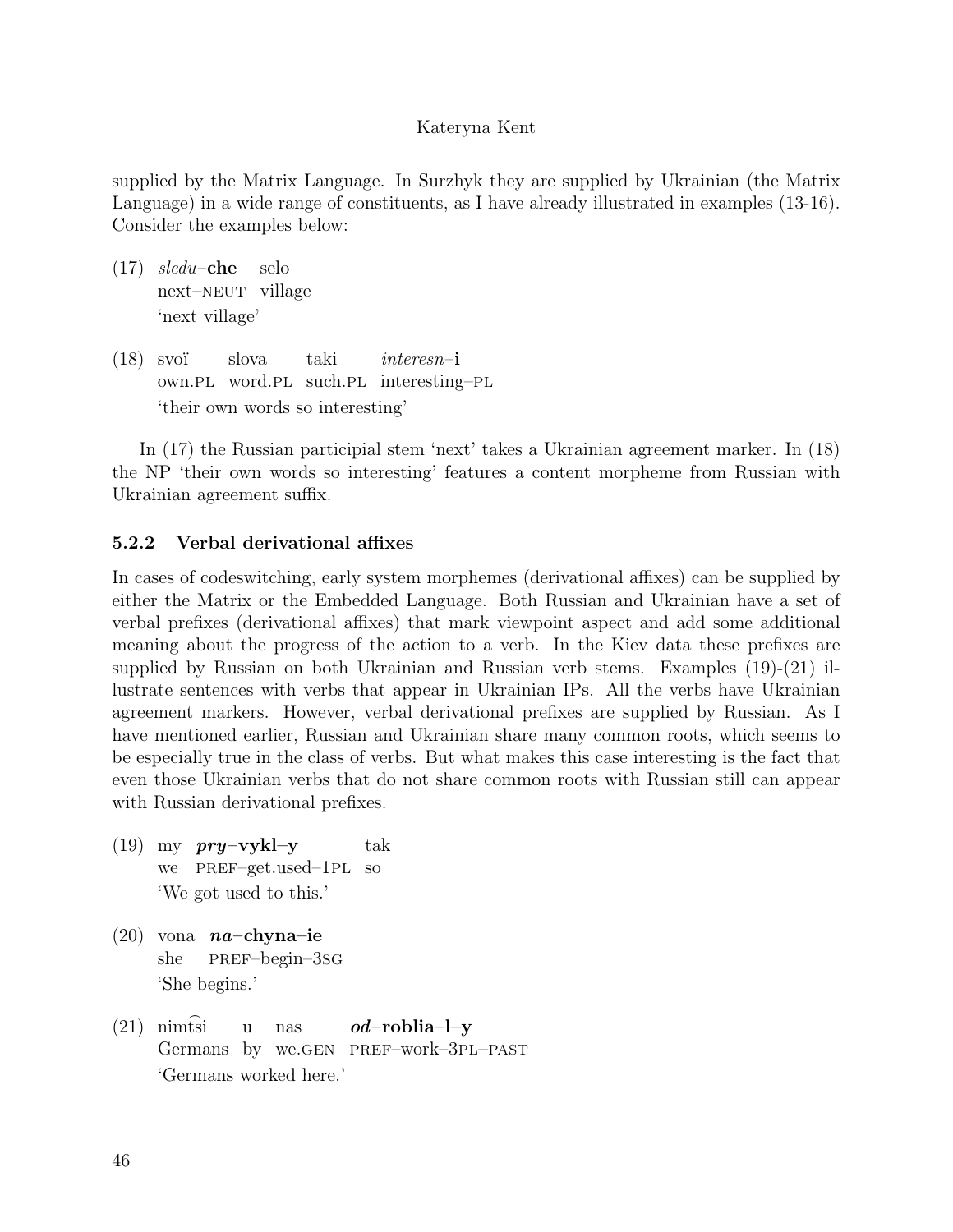supplied by the Matrix Language. In Surzhyk they are supplied by Ukrainian (the Matrix Language) in a wide range of constituents, as I have already illustrated in examples (13-16). Consider the examples below:

(17) *sledu*–**che** selo
next–NEUT village
'next village'

(18) svoï slova taki *interesn*–**i**
own.PL word.PL such.PL interesting–PL
'their own words so interesting'

In (17) the Russian participial stem 'next' takes a Ukrainian agreement marker. In (18) the NP 'their own words so interesting' features a content morpheme from Russian with Ukrainian agreement suffix.

### 5.2.2 Verbal derivational affixes

In cases of codeswitching, early system morphemes (derivational affixes) can be supplied by either the Matrix or the Embedded Language. Both Russian and Ukrainian have a set of verbal prefixes (derivational affixes) that mark viewpoint aspect and add some additional meaning about the progress of the action to a verb. In the Kiev data these prefixes are supplied by Russian on both Ukrainian and Russian verb stems. Examples (19)-(21) illustrate sentences with verbs that appear in Ukrainian IPs. All the verbs have Ukrainian agreement markers. However, verbal derivational prefixes are supplied by Russian. As I have mentioned earlier, Russian and Ukrainian share many common roots, which seems to be especially true in the class of verbs. But what makes this case interesting is the fact that even those Ukrainian verbs that do not share common roots with Russian still can appear with Russian derivational prefixes.

(19) my ***pry***–**vykl–y** tak
we PREF–get.used–1PL so
'We got used to this.'

(20) vona ***na***–**chyna–ie**
she PREF–begin–3SG
'She begins.'

(21) nimt͡si u nas ***od***–**roblia–l–y**
Germans by we.GEN PREF–work–3PL–PAST
'Germans worked here.'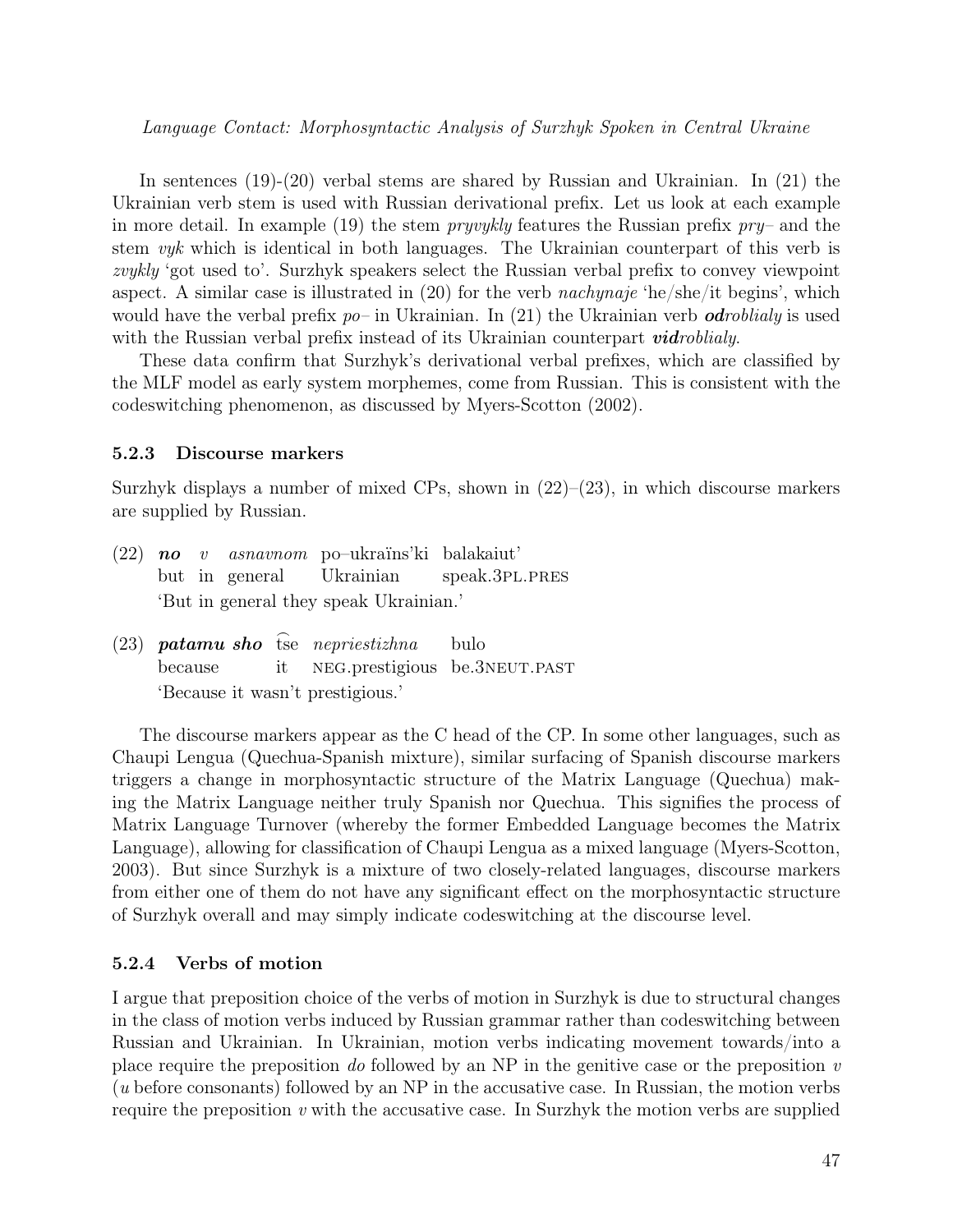In sentences (19)-(20) verbal stems are shared by Russian and Ukrainian. In (21) the Ukrainian verb stem is used with Russian derivational prefix. Let us look at each example in more detail. In example (19) the stem *pryvykly* features the Russian prefix *pry–* and the stem *vyk* which is identical in both languages. The Ukrainian counterpart of this verb is *zvykly* 'got used to'. Surzhyk speakers select the Russian verbal prefix to convey viewpoint aspect. A similar case is illustrated in (20) for the verb *nachynaje* 'he/she/it begins', which would have the verbal prefix *po–* in Ukrainian. In (21) the Ukrainian verb ***od****roblialy* is used with the Russian verbal prefix instead of its Ukrainian counterpart ***vid****roblialy*.

These data confirm that Surzhyk's derivational verbal prefixes, which are classified by the MLF model as early system morphemes, come from Russian. This is consistent with the codeswitching phenomenon, as discussed by Myers-Scotton (2002).

### 5.2.3 Discourse markers

Surzhyk displays a number of mixed CPs, shown in (22)–(23), in which discourse markers are supplied by Russian.

(22) ***no*** *v* *asnavnom* po–ukraïns'ki balakaiut'
but in general Ukrainian speak.3PL.PRES
'But in general they speak Ukrainian.'

(23) ***patamu sho*** t͡se *nepriestizhna* bulo
because it NEG.prestigious be.3NEUT.PAST
'Because it wasn't prestigious.'

The discourse markers appear as the C head of the CP. In some other languages, such as Chaupi Lengua (Quechua-Spanish mixture), similar surfacing of Spanish discourse markers triggers a change in morphosyntactic structure of the Matrix Language (Quechua) making the Matrix Language neither truly Spanish nor Quechua. This signifies the process of Matrix Language Turnover (whereby the former Embedded Language becomes the Matrix Language), allowing for classification of Chaupi Lengua as a mixed language (Myers-Scotton, 2003). But since Surzhyk is a mixture of two closely-related languages, discourse markers from either one of them do not have any significant effect on the morphosyntactic structure of Surzhyk overall and may simply indicate codeswitching at the discourse level.

### 5.2.4 Verbs of motion

I argue that preposition choice of the verbs of motion in Surzhyk is due to structural changes in the class of motion verbs induced by Russian grammar rather than codeswitching between Russian and Ukrainian. In Ukrainian, motion verbs indicating movement towards/into a place require the preposition *do* followed by an NP in the genitive case or the preposition *v* (*u* before consonants) followed by an NP in the accusative case. In Russian, the motion verbs require the preposition *v* with the accusative case. In Surzhyk the motion verbs are supplied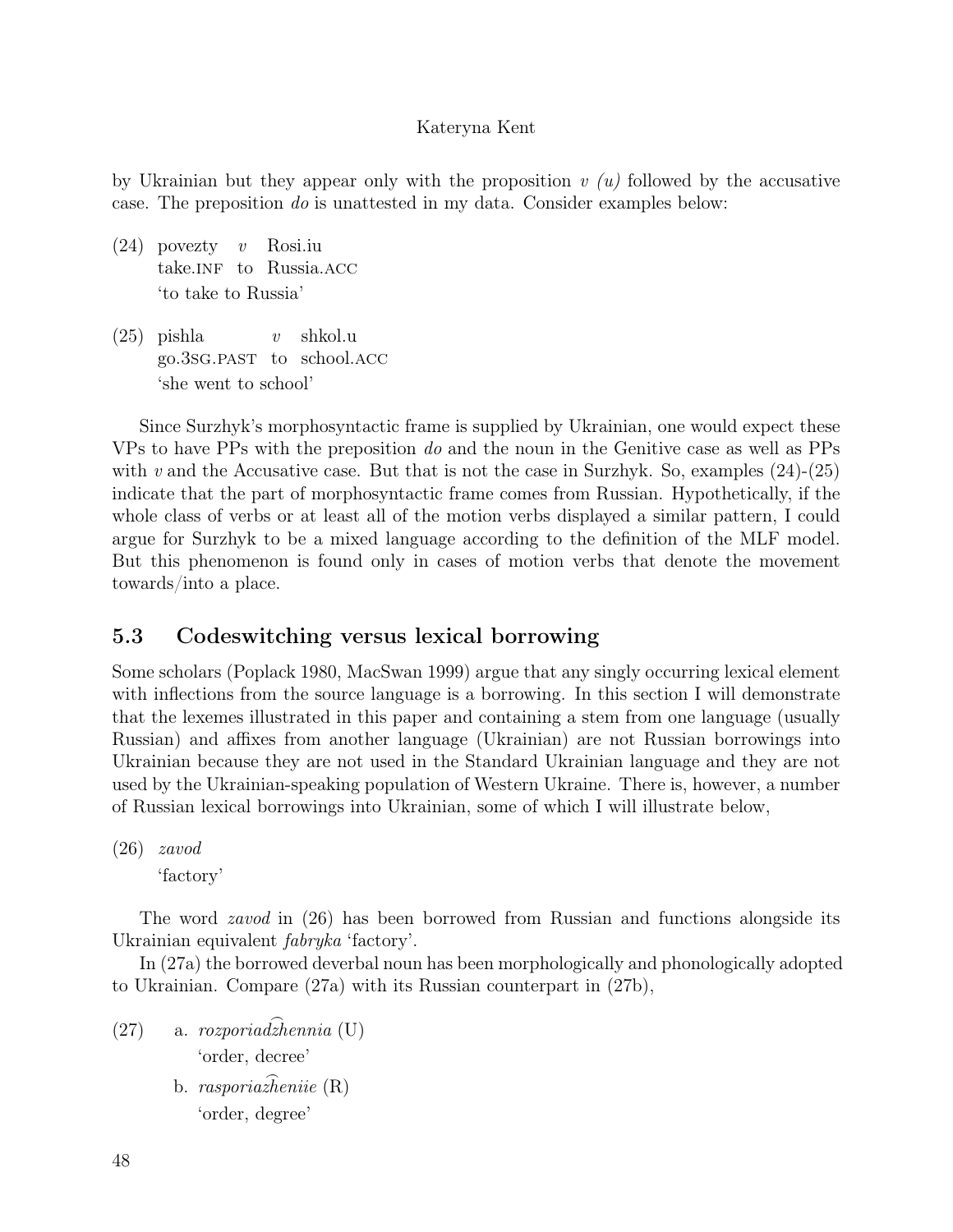by Ukrainian but they appear only with the proposition *v (u)* followed by the accusative case. The preposition *do* is unattested in my data. Consider examples below:

(24) povezty *v* Rosi.iu
take.INF to Russia.ACC
'to take to Russia'

(25) pishla *v* shkol.u
go.3SG.PAST to school.ACC
'she went to school'

Since Surzhyk's morphosyntactic frame is supplied by Ukrainian, one would expect these VPs to have PPs with the preposition *do* and the noun in the Genitive case as well as PPs with *v* and the Accusative case. But that is not the case in Surzhyk. So, examples (24)-(25) indicate that the part of morphosyntactic frame comes from Russian. Hypothetically, if the whole class of verbs or at least all of the motion verbs displayed a similar pattern, I could argue for Surzhyk to be a mixed language according to the definition of the MLF model. But this phenomenon is found only in cases of motion verbs that denote the movement towards/into a place.

## 5.3 Codeswitching versus lexical borrowing

Some scholars (Poplack 1980, MacSwan 1999) argue that any singly occurring lexical element with inflections from the source language is a borrowing. In this section I will demonstrate that the lexemes illustrated in this paper and containing a stem from one language (usually Russian) and affixes from another language (Ukrainian) are not Russian borrowings into Ukrainian because they are not used in the Standard Ukrainian language and they are not used by the Ukrainian-speaking population of Western Ukraine. There is, however, a number of Russian lexical borrowings into Ukrainian, some of which I will illustrate below,

(26) *zavod*
'factory'

The word *zavod* in (26) has been borrowed from Russian and functions alongside its Ukrainian equivalent *fabryka* 'factory'.

In (27a) the borrowed deverbal noun has been morphologically and phonologically adopted to Ukrainian. Compare (27a) with its Russian counterpart in (27b),

(27) a. *rozporiad͡zhennia* (U)
'order, decree'

b. *rasporia͡zheniie* (R)
'order, degree'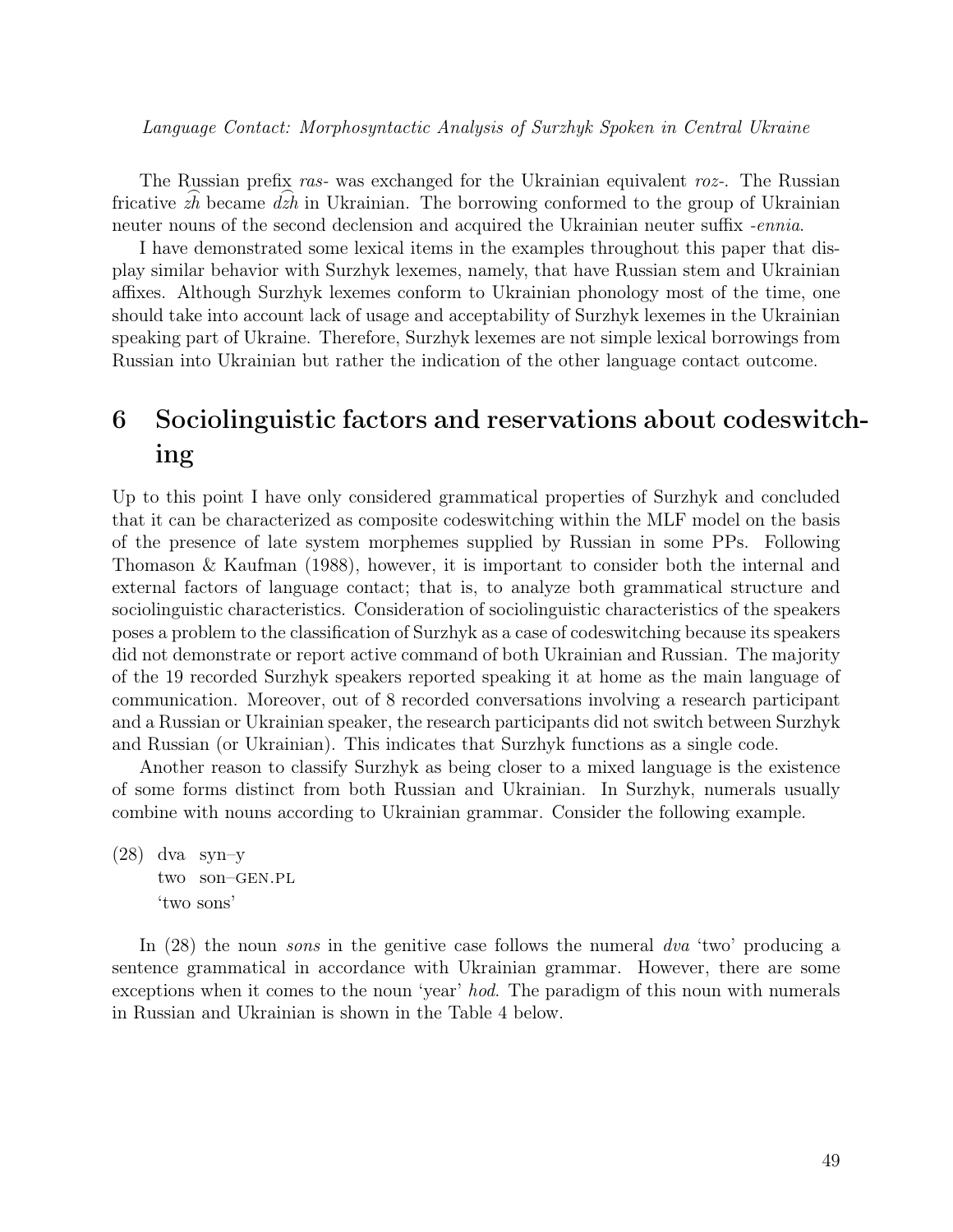The Russian prefix *ras-* was exchanged for the Ukrainian equivalent *roz-*. The Russian fricative $\widehat{zh}$ became $\widehat{dzh}$ in Ukrainian. The borrowing conformed to the group of Ukrainian neuter nouns of the second declension and acquired the Ukrainian neuter suffix *-ennia*.

I have demonstrated some lexical items in the examples throughout this paper that display similar behavior with Surzhyk lexemes, namely, that have Russian stem and Ukrainian affixes. Although Surzhyk lexemes conform to Ukrainian phonology most of the time, one should take into account lack of usage and acceptability of Surzhyk lexemes in the Ukrainian speaking part of Ukraine. Therefore, Surzhyk lexemes are not simple lexical borrowings from Russian into Ukrainian but rather the indication of the other language contact outcome.

# 6 Sociolinguistic factors and reservations about codeswitching

Up to this point I have only considered grammatical properties of Surzhyk and concluded that it can be characterized as composite codeswitching within the MLF model on the basis of the presence of late system morphemes supplied by Russian in some PPs. Following Thomason & Kaufman (1988), however, it is important to consider both the internal and external factors of language contact; that is, to analyze both grammatical structure and sociolinguistic characteristics. Consideration of sociolinguistic characteristics of the speakers poses a problem to the classification of Surzhyk as a case of codeswitching because its speakers did not demonstrate or report active command of both Ukrainian and Russian. The majority of the 19 recorded Surzhyk speakers reported speaking it at home as the main language of communication. Moreover, out of 8 recorded conversations involving a research participant and a Russian or Ukrainian speaker, the research participants did not switch between Surzhyk and Russian (or Ukrainian). This indicates that Surzhyk functions as a single code.

Another reason to classify Surzhyk as being closer to a mixed language is the existence of some forms distinct from both Russian and Ukrainian. In Surzhyk, numerals usually combine with nouns according to Ukrainian grammar. Consider the following example.

(28) dva syn–y
 two son–GEN.PL
 'two sons'

In (28) the noun *sons* in the genitive case follows the numeral *dva* 'two' producing a sentence grammatical in accordance with Ukrainian grammar. However, there are some exceptions when it comes to the noun 'year' *hod*. The paradigm of this noun with numerals in Russian and Ukrainian is shown in the Table 4 below.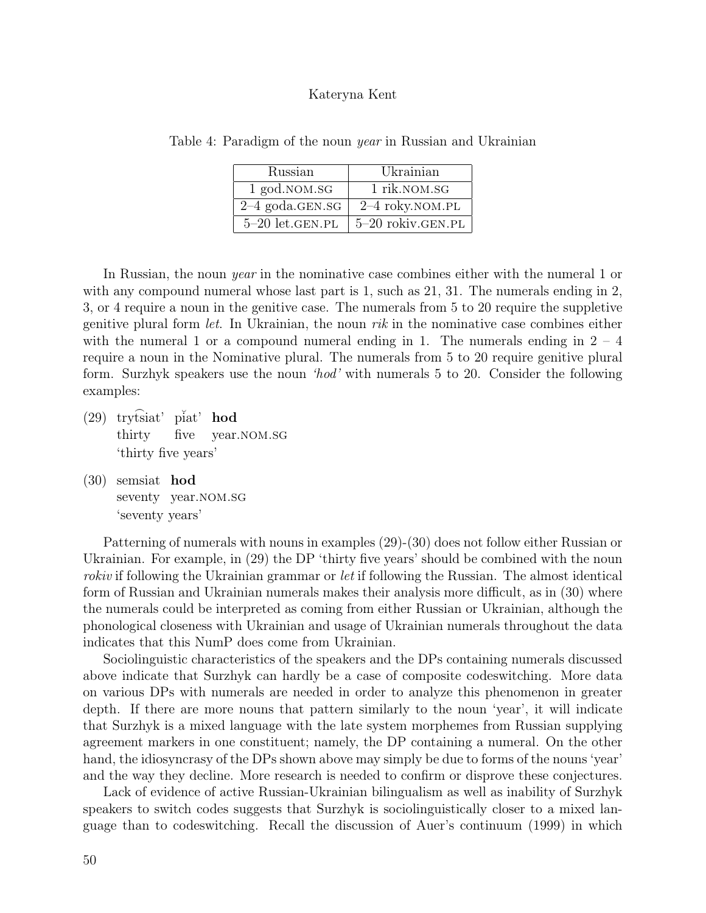Table 4: Paradigm of the noun *year* in Russian and Ukrainian

| Russian | Ukrainian |
|---|---|
| 1 god.NOM.SG | 1 rik.NOM.SG |
| 2–4 goda.GEN.SG | 2–4 roky.NOM.PL |
| 5–20 let.GEN.PL | 5–20 rokiv.GEN.PL |

In Russian, the noun *year* in the nominative case combines either with the numeral 1 or with any compound numeral whose last part is 1, such as 21, 31. The numerals ending in 2, 3, or 4 require a noun in the genitive case. The numerals from 5 to 20 require the suppletive genitive plural form *let*. In Ukrainian, the noun *rik* in the nominative case combines either with the numeral 1 or a compound numeral ending in 1. The numerals ending in 2 – 4 require a noun in the Nominative plural. The numerals from 5 to 20 require genitive plural form. Surzhyk speakers use the noun *'hod'* with numerals 5 to 20. Consider the following examples:

(29) tryt͡siat' pi̯at' **hod**
 thirty five year.NOM.SG
 'thirty five years'

(30) semsiat **hod**
 seventy year.NOM.SG
 'seventy years'

Patterning of numerals with nouns in examples (29)-(30) does not follow either Russian or Ukrainian. For example, in (29) the DP 'thirty five years' should be combined with the noun *rokiv* if following the Ukrainian grammar or *let* if following the Russian. The almost identical form of Russian and Ukrainian numerals makes their analysis more difficult, as in (30) where the numerals could be interpreted as coming from either Russian or Ukrainian, although the phonological closeness with Ukrainian and usage of Ukrainian numerals throughout the data indicates that this NumP does come from Ukrainian.

Sociolinguistic characteristics of the speakers and the DPs containing numerals discussed above indicate that Surzhyk can hardly be a case of composite codeswitching. More data on various DPs with numerals are needed in order to analyze this phenomenon in greater depth. If there are more nouns that pattern similarly to the noun 'year', it will indicate that Surzhyk is a mixed language with the late system morphemes from Russian supplying agreement markers in one constituent; namely, the DP containing a numeral. On the other hand, the idiosyncrasy of the DPs shown above may simply be due to forms of the nouns 'year' and the way they decline. More research is needed to confirm or disprove these conjectures.

Lack of evidence of active Russian-Ukrainian bilingualism as well as inability of Surzhyk speakers to switch codes suggests that Surzhyk is sociolinguistically closer to a mixed language than to codeswitching. Recall the discussion of Auer's continuum (1999) in which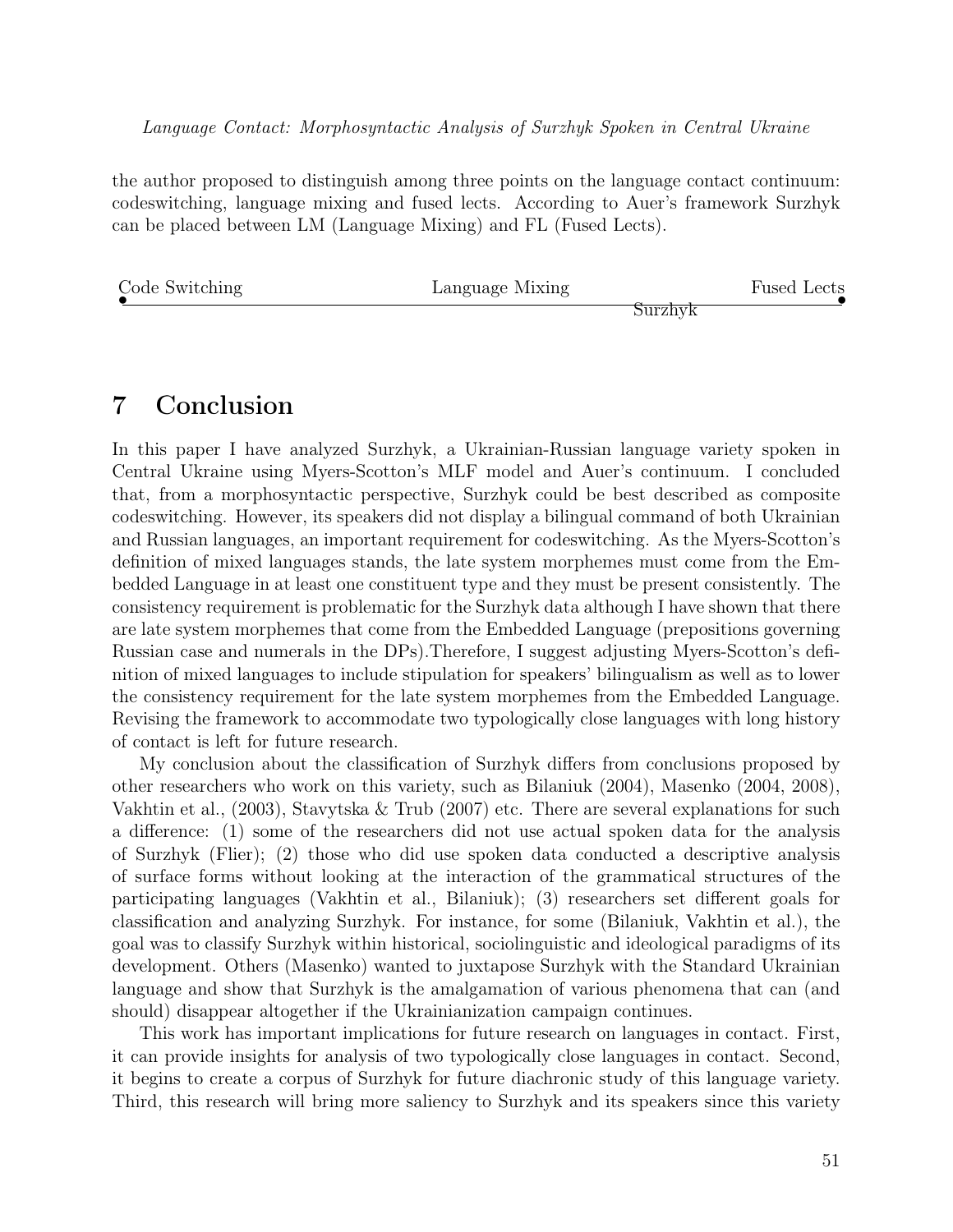the author proposed to distinguish among three points on the language contact continuum: codeswitching, language mixing and fused lects. According to Auer's framework Surzhyk can be placed between LM (Language Mixing) and FL (Fused Lects).

| Code Switching | Language Mixing | | Fused Lects |
|---|---|---|---|
| • | | Surzhyk | • |

# 7 Conclusion

In this paper I have analyzed Surzhyk, a Ukrainian-Russian language variety spoken in Central Ukraine using Myers-Scotton's MLF model and Auer's continuum. I concluded that, from a morphosyntactic perspective, Surzhyk could be best described as composite codeswitching. However, its speakers did not display a bilingual command of both Ukrainian and Russian languages, an important requirement for codeswitching. As the Myers-Scotton's definition of mixed languages stands, the late system morphemes must come from the Embedded Language in at least one constituent type and they must be present consistently. The consistency requirement is problematic for the Surzhyk data although I have shown that there are late system morphemes that come from the Embedded Language (prepositions governing Russian case and numerals in the DPs).Therefore, I suggest adjusting Myers-Scotton's definition of mixed languages to include stipulation for speakers' bilingualism as well as to lower the consistency requirement for the late system morphemes from the Embedded Language. Revising the framework to accommodate two typologically close languages with long history of contact is left for future research.

My conclusion about the classification of Surzhyk differs from conclusions proposed by other researchers who work on this variety, such as Bilaniuk (2004), Masenko (2004, 2008), Vakhtin et al., (2003), Stavytska & Trub (2007) etc. There are several explanations for such a difference: (1) some of the researchers did not use actual spoken data for the analysis of Surzhyk (Flier); (2) those who did use spoken data conducted a descriptive analysis of surface forms without looking at the interaction of the grammatical structures of the participating languages (Vakhtin et al., Bilaniuk); (3) researchers set different goals for classification and analyzing Surzhyk. For instance, for some (Bilaniuk, Vakhtin et al.), the goal was to classify Surzhyk within historical, sociolinguistic and ideological paradigms of its development. Others (Masenko) wanted to juxtapose Surzhyk with the Standard Ukrainian language and show that Surzhyk is the amalgamation of various phenomena that can (and should) disappear altogether if the Ukrainianization campaign continues.

This work has important implications for future research on languages in contact. First, it can provide insights for analysis of two typologically close languages in contact. Second, it begins to create a corpus of Surzhyk for future diachronic study of this language variety. Third, this research will bring more saliency to Surzhyk and its speakers since this variety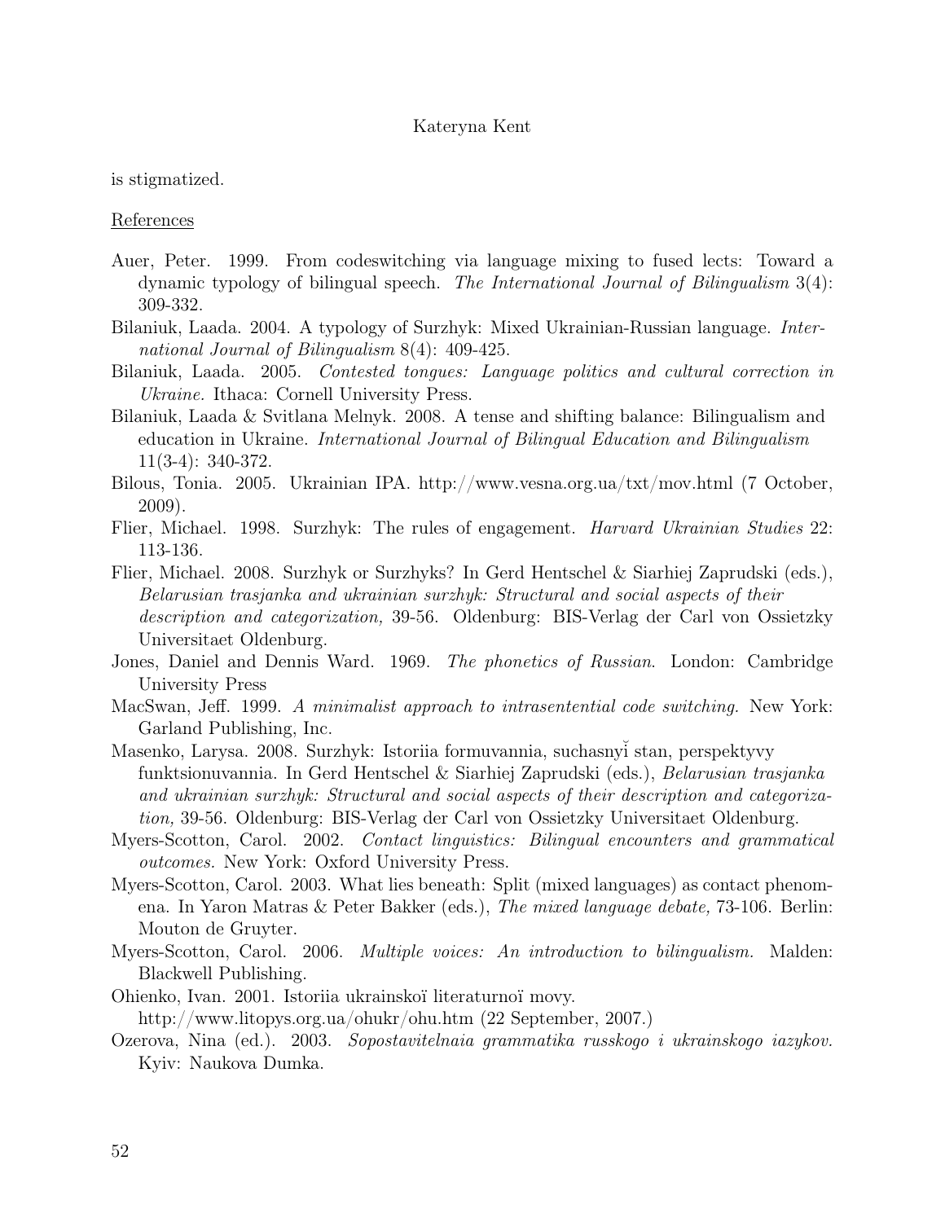is stigmatized.

References

Auer, Peter. 1999. From codeswitching via language mixing to fused lects: Toward a dynamic typology of bilingual speech. *The International Journal of Bilingualism* 3(4): 309-332.

Bilaniuk, Laada. 2004. A typology of Surzhyk: Mixed Ukrainian-Russian language. *International Journal of Bilingualism* 8(4): 409-425.

Bilaniuk, Laada. 2005. *Contested tongues: Language politics and cultural correction in Ukraine.* Ithaca: Cornell University Press.

Bilaniuk, Laada & Svitlana Melnyk. 2008. A tense and shifting balance: Bilingualism and education in Ukraine. *International Journal of Bilingual Education and Bilingualism* 11(3-4): 340-372.

Bilous, Tonia. 2005. Ukrainian IPA. http://www.vesna.org.ua/txt/mov.html (7 October, 2009).

Flier, Michael. 1998. Surzhyk: The rules of engagement. *Harvard Ukrainian Studies* 22: 113-136.

Flier, Michael. 2008. Surzhyk or Surzhyks? In Gerd Hentschel & Siarhiej Zaprudski (eds.), *Belarusian trasjanka and ukrainian surzhyk: Structural and social aspects of their description and categorization,* 39-56. Oldenburg: BIS-Verlag der Carl von Ossietzky Universitaet Oldenburg.

Jones, Daniel and Dennis Ward. 1969. *The phonetics of Russian*. London: Cambridge University Press

MacSwan, Jeff. 1999. *A minimalist approach to intrasentential code switching.* New York: Garland Publishing, Inc.

Masenko, Larysa. 2008. Surzhyk: Istoriia formuvannia, suchasnyĭ stan, perspektyvy funktsionuvannia. In Gerd Hentschel & Siarhiej Zaprudski (eds.), *Belarusian trasjanka and ukrainian surzhyk: Structural and social aspects of their description and categorization,* 39-56. Oldenburg: BIS-Verlag der Carl von Ossietzky Universitaet Oldenburg.

Myers-Scotton, Carol. 2002. *Contact linguistics: Bilingual encounters and grammatical outcomes.* New York: Oxford University Press.

Myers-Scotton, Carol. 2003. What lies beneath: Split (mixed languages) as contact phenomena. In Yaron Matras & Peter Bakker (eds.), *The mixed language debate,* 73-106. Berlin: Mouton de Gruyter.

Myers-Scotton, Carol. 2006. *Multiple voices: An introduction to bilingualism.* Malden: Blackwell Publishing.

Ohienko, Ivan. 2001. Istoriia ukrainskoï literaturnoï movy. http://www.litopys.org.ua/ohukr/ohu.htm (22 September, 2007.)

Ozerova, Nina (ed.). 2003. *Sopostavitelnaia grammatika russkogo i ukrainskogo iazykov.* Kyiv: Naukova Dumka.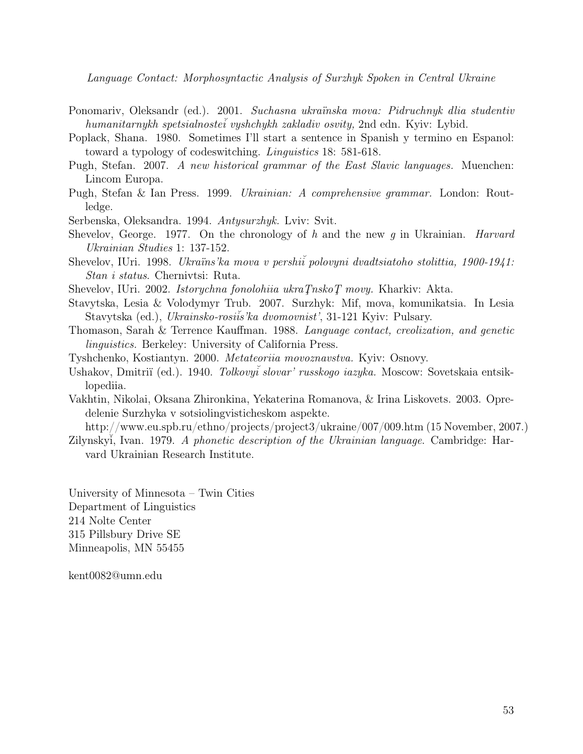Ponomariv, Oleksandr (ed.). 2001. *Suchasna ukraïnska mova: Pidruchnyk dlia studentiv humanitarnykh spetsialnosteĭ vyshchykh zakladiv osvity,* 2nd edn. Kyiv: Lybid.

Poplack, Shana. 1980. Sometimes I'll start a sentence in Spanish y termino en Espanol: toward a typology of codeswitching. *Linguistics* 18: 581-618.

Pugh, Stefan. 2007. *A new historical grammar of the East Slavic languages.* Muenchen: Lincom Europa.

Pugh, Stefan & Ian Press. 1999. *Ukrainian: A comprehensive grammar.* London: Routledge.

Serbenska, Oleksandra. 1994. *Antysurzhyk.* Lviv: Svit.

Shevelov, George. 1977. On the chronology of *h* and the new *g* in Ukrainian. *Harvard Ukrainian Studies* 1: 137-152.

Shevelov, IUri. 1998. *Ukraïns'ka mova v pershiĭ polovyni dvadtsiatoho stolittia, 1900-1941: Stan i status.* Chernivtsi: Ruta.

Shevelov, IUri. 2002. *Istorychna fonolohiia ukraTnskoT movy.* Kharkiv: Akta.

Stavytska, Lesia & Volodymyr Trub. 2007. Surzhyk: Mif, mova, komunikatsia. In Lesia Stavytska (ed.), *Ukrainsko-rosiĭs'ka dvomovnist',* 31-121 Kyiv: Pulsary.

Thomason, Sarah & Terrence Kauffman. 1988. *Language contact, creolization, and genetic linguistics.* Berkeley: University of California Press.

Tyshchenko, Kostiantyn. 2000. *Metateoriia movoznavstva.* Kyiv: Osnovy.

Ushakov, Dmitriĭ (ed.). 1940. *Tolkovyĭ slovar' russkogo iazyka.* Moscow: Sovetskaia entsiklopediia.

Vakhtin, Nikolai, Oksana Zhironkina, Yekaterina Romanova, & Irina Liskovets. 2003. Opredelenie Surzhyka v sotsiolingvisticheskom aspekte. http://www.eu.spb.ru/ethno/projects/project3/ukraine/007/009.htm (15 November, 2007.)

Zilynskyĭ, Ivan. 1979. *A phonetic description of the Ukrainian language.* Cambridge: Harvard Ukrainian Research Institute.

University of Minnesota – Twin Cities
Department of Linguistics
214 Nolte Center
315 Pillsbury Drive SE
Minneapolis, MN 55455

kent0082@umn.edu